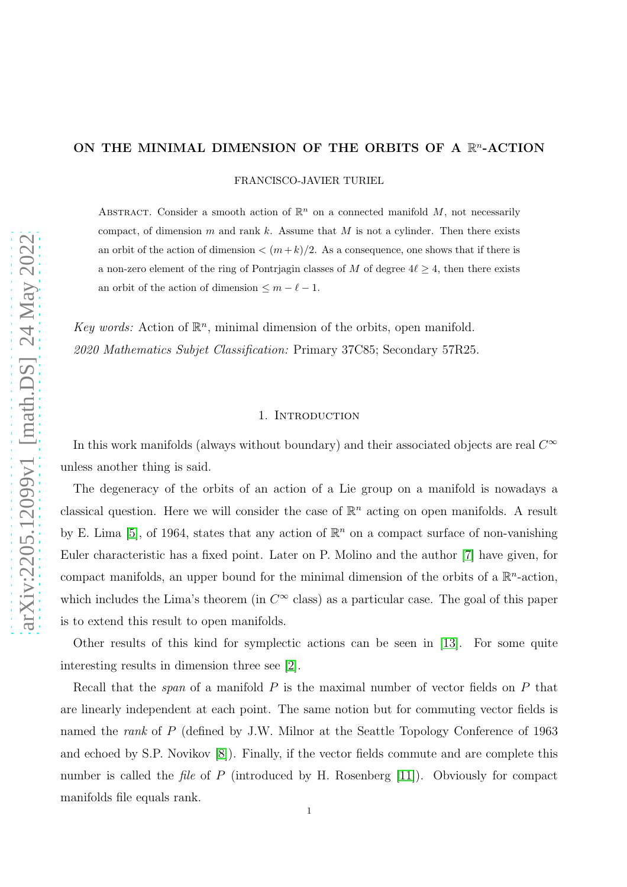# ON THE MINIMAL DIMENSION OF THE ORBITS OF A $\mathbb{R}^n$-ACTION

FRANCISCO-JAVIER TURIEL

Abstract. Consider a smooth action of $\mathbb{R}^n$ on a connected manifold $M$, not necessarily compact, of dimension $m$ and rank $k$. Assume that $M$ is not a cylinder. Then there exists an orbit of the action of dimension $< (m+k)/2$. As a consequence, one shows that if there is a non-zero element of the ring of Pontrjagin classes of $M$ of degree $4\ell \geq 4$, then there exists an orbit of the action of dimension $\leq m - \ell - 1$.

*Key words:* Action of $\mathbb{R}^n$, minimal dimension of the orbits, open manifold.

*2020 Mathematics Subjet Classification:* Primary 37C85; Secondary 57R25.

## 1. Introduction

In this work manifolds (always without boundary) and their associated objects are real $C^\infty$ unless another thing is said.

The degeneracy of the orbits of an action of a Lie group on a manifold is nowadays a classical question. Here we will consider the case of $\mathbb{R}^n$ acting on open manifolds. A result by E. Lima [5], of 1964, states that any action of $\mathbb{R}^n$ on a compact surface of non-vanishing Euler characteristic has a fixed point. Later on P. Molino and the author [7] have given, for compact manifolds, an upper bound for the minimal dimension of the orbits of a $\mathbb{R}^n$-action, which includes the Lima's theorem (in $C^\infty$ class) as a particular case. The goal of this paper is to extend this result to open manifolds.

Other results of this kind for symplectic actions can be seen in [13]. For some quite interesting results in dimension three see [2].

Recall that the *span* of a manifold $P$ is the maximal number of vector fields on $P$ that are linearly independent at each point. The same notion but for commuting vector fields is named the *rank* of $P$ (defined by J.W. Milnor at the Seattle Topology Conference of 1963 and echoed by S.P. Novikov [8]). Finally, if the vector fields commute and are complete this number is called the *file* of $P$ (introduced by H. Rosenberg [11]). Obviously for compact manifolds file equals rank.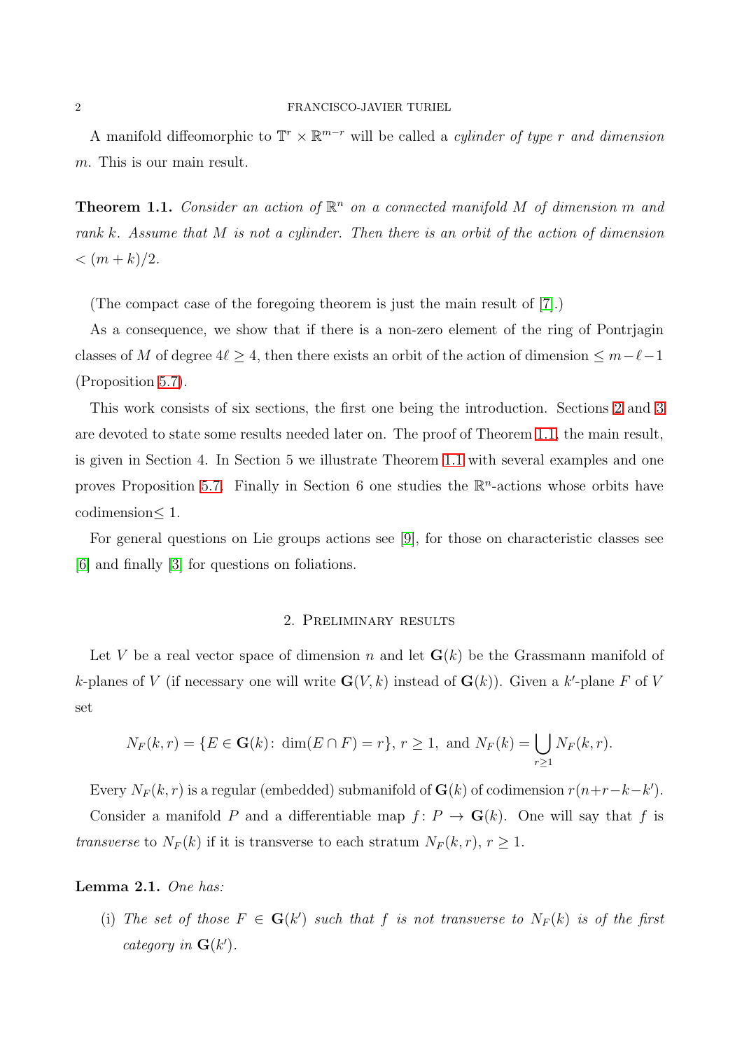A manifold diffeomorphic to $\mathbb{T}^r \times \mathbb{R}^{m-r}$ will be called a *cylinder of type $r$ and dimension $m$*. This is our main result.

**Theorem 1.1.** *Consider an action of $\mathbb{R}^n$ on a connected manifold $M$ of dimension $m$ and rank $k$. Assume that $M$ is not a cylinder. Then there is an orbit of the action of dimension $< (m+k)/2$.*

(The compact case of the foregoing theorem is just the main result of [7].)

As a consequence, we show that if there is a non-zero element of the ring of Pontrjagin classes of $M$ of degree $4\ell \geq 4$, then there exists an orbit of the action of dimension $\leq m - \ell - 1$ (Proposition 5.7).

This work consists of six sections, the first one being the introduction. Sections 2 and 3 are devoted to state some results needed later on. The proof of Theorem 1.1, the main result, is given in Section 4. In Section 5 we illustrate Theorem 1.1 with several examples and one proves Proposition 5.7. Finally in Section 6 one studies the $\mathbb{R}^n$-actions whose orbits have codimension$\leq 1$.

For general questions on Lie groups actions see [9], for those on characteristic classes see [6] and finally [3] for questions on foliations.

## 2. Preliminary results

Let $V$ be a real vector space of dimension $n$ and let $\mathbf{G}(k)$ be the Grassmann manifold of $k$-planes of $V$ (if necessary one will write $\mathbf{G}(V,k)$ instead of $\mathbf{G}(k)$). Given a $k'$-plane $F$ of $V$ set

$$N_F(k,r) = \{E \in \mathbf{G}(k) \colon \dim(E \cap F) = r\},\ r \geq 1, \text{ and } N_F(k) = \bigcup_{r \geq 1} N_F(k,r).$$

Every $N_F(k,r)$ is a regular (embedded) submanifold of $\mathbf{G}(k)$ of codimension $r(n+r-k-k')$.

Consider a manifold $P$ and a differentiable map $f \colon P \to \mathbf{G}(k)$. One will say that $f$ is *transverse* to $N_F(k)$ if it is transverse to each stratum $N_F(k,r)$, $r \geq 1$.

**Lemma 2.1.** *One has:*

(i) *The set of those $F \in \mathbf{G}(k')$ such that $f$ is not transverse to $N_F(k)$ is of the first category in $\mathbf{G}(k')$.*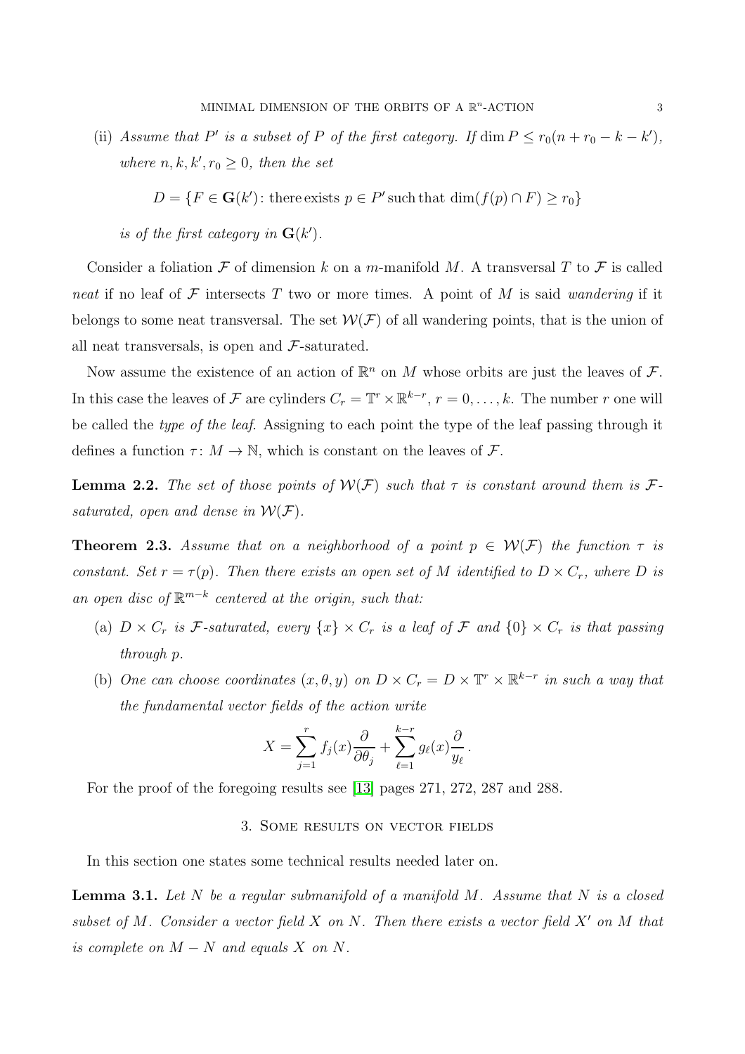(ii) *Assume that $P'$ is a subset of $P$ of the first category. If $\dim P \leq r_0(n + r_0 - k - k')$, where $n, k, k', r_0 \geq 0$, then the set*

$$D = \{F \in \mathbf{G}(k') \colon \text{there exists } p \in P' \text{ such that } \dim(f(p) \cap F) \geq r_0\}$$

*is of the first category in $\mathbf{G}(k')$.*

Consider a foliation $\mathcal{F}$ of dimension $k$ on a $m$-manifold $M$. A transversal $T$ to $\mathcal{F}$ is called *neat* if no leaf of $\mathcal{F}$ intersects $T$ two or more times. A point of $M$ is said *wandering* if it belongs to some neat transversal. The set $\mathcal{W}(\mathcal{F})$ of all wandering points, that is the union of all neat transversals, is open and $\mathcal{F}$-saturated.

Now assume the existence of an action of $\mathbb{R}^n$ on $M$ whose orbits are just the leaves of $\mathcal{F}$. In this case the leaves of $\mathcal{F}$ are cylinders $C_r = \mathbb{T}^r \times \mathbb{R}^{k-r}$, $r = 0, \ldots, k$. The number $r$ one will be called the *type of the leaf*. Assigning to each point the type of the leaf passing through it defines a function $\tau \colon M \to \mathbb{N}$, which is constant on the leaves of $\mathcal{F}$.

**Lemma 2.2.** *The set of those points of $\mathcal{W}(\mathcal{F})$ such that $\tau$ is constant around them is $\mathcal{F}$-saturated, open and dense in $\mathcal{W}(\mathcal{F})$.*

**Theorem 2.3.** *Assume that on a neighborhood of a point $p \in \mathcal{W}(\mathcal{F})$ the function $\tau$ is constant. Set $r = \tau(p)$. Then there exists an open set of $M$ identified to $D \times C_r$, where $D$ is an open disc of $\mathbb{R}^{m-k}$ centered at the origin, such that:*

(a) *$D \times C_r$ is $\mathcal{F}$-saturated, every $\{x\} \times C_r$ is a leaf of $\mathcal{F}$ and $\{0\} \times C_r$ is that passing through $p$.*

(b) *One can choose coordinates $(x, \theta, y)$ on $D \times C_r = D \times \mathbb{T}^r \times \mathbb{R}^{k-r}$ in such a way that the fundamental vector fields of the action write*

$$X = \sum_{j=1}^{r} f_j(x) \frac{\partial}{\partial \theta_j} + \sum_{\ell=1}^{k-r} g_\ell(x) \frac{\partial}{y_\ell}\,.$$

For the proof of the foregoing results see [13] pages 271, 272, 287 and 288.

## 3. Some results on vector fields

In this section one states some technical results needed later on.

**Lemma 3.1.** *Let $N$ be a regular submanifold of a manifold $M$. Assume that $N$ is a closed subset of $M$. Consider a vector field $X$ on $N$. Then there exists a vector field $X'$ on $M$ that is complete on $M - N$ and equals $X$ on $N$.*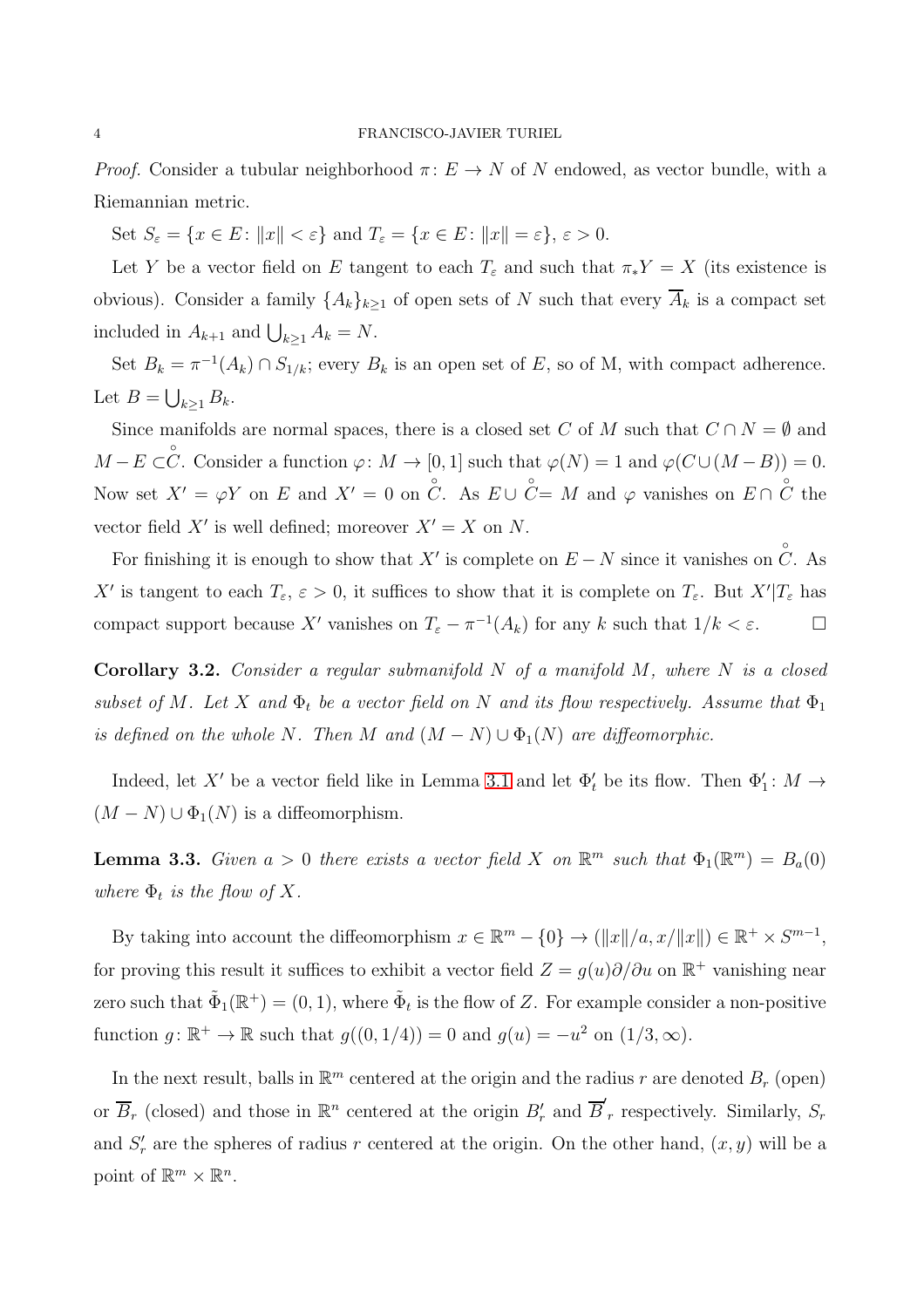*Proof.* Consider a tubular neighborhood $\pi\colon E \to N$ of $N$ endowed, as vector bundle, with a Riemannian metric.

Set $S_\varepsilon = \{x \in E\colon \|x\| < \varepsilon\}$ and $T_\varepsilon = \{x \in E\colon \|x\| = \varepsilon\}$, $\varepsilon > 0$.

Let $Y$ be a vector field on $E$ tangent to each $T_\varepsilon$ and such that $\pi_* Y = X$ (its existence is obvious). Consider a family $\{A_k\}_{k\geq 1}$ of open sets of $N$ such that every $\overline{A}_k$ is a compact set included in $A_{k+1}$ and $\bigcup_{k\geq 1} A_k = N$.

Set $B_k = \pi^{-1}(A_k) \cap S_{1/k}$; every $B_k$ is an open set of $E$, so of M, with compact adherence. Let $B = \bigcup_{k\geq 1} B_k$.

Since manifolds are normal spaces, there is a closed set $C$ of $M$ such that $C \cap N = \emptyset$ and $M - E \subset \overset{\circ}{C}$. Consider a function $\varphi\colon M \to [0,1]$ such that $\varphi(N) = 1$ and $\varphi(C \cup (M - B)) = 0$. Now set $X' = \varphi Y$ on $E$ and $X' = 0$ on $\overset{\circ}{C}$. As $E \cup \overset{\circ}{C} = M$ and $\varphi$ vanishes on $E \cap \overset{\circ}{C}$ the vector field $X'$ is well defined; moreover $X' = X$ on $N$.

For finishing it is enough to show that $X'$ is complete on $E - N$ since it vanishes on $\overset{\circ}{C}$. As $X'$ is tangent to each $T_\varepsilon$, $\varepsilon > 0$, it suffices to show that it is complete on $T_\varepsilon$. But $X'|T_\varepsilon$ has compact support because $X'$ vanishes on $T_\varepsilon - \pi^{-1}(A_k)$ for any $k$ such that $1/k < \varepsilon$. $\square$

**Corollary 3.2.** *Consider a regular submanifold $N$ of a manifold $M$, where $N$ is a closed subset of $M$. Let $X$ and $\Phi_t$ be a vector field on $N$ and its flow respectively. Assume that $\Phi_1$ is defined on the whole $N$. Then $M$ and $(M - N) \cup \Phi_1(N)$ are diffeomorphic.*

Indeed, let $X'$ be a vector field like in Lemma 3.1 and let $\Phi'_t$ be its flow. Then $\Phi'_1\colon M \to (M - N) \cup \Phi_1(N)$ is a diffeomorphism.

**Lemma 3.3.** *Given $a > 0$ there exists a vector field $X$ on $\mathbb{R}^m$ such that $\Phi_1(\mathbb{R}^m) = B_a(0)$ where $\Phi_t$ is the flow of $X$.*

By taking into account the diffeomorphism $x \in \mathbb{R}^m - \{0\} \to (\|x\|/a, x/\|x\|) \in \mathbb{R}^+ \times S^{m-1}$, for proving this result it suffices to exhibit a vector field $Z = g(u)\partial/\partial u$ on $\mathbb{R}^+$ vanishing near zero such that $\tilde{\Phi}_1(\mathbb{R}^+) = (0,1)$, where $\tilde{\Phi}_t$ is the flow of $Z$. For example consider a non-positive function $g\colon \mathbb{R}^+ \to \mathbb{R}$ such that $g((0,1/4)) = 0$ and $g(u) = -u^2$ on $(1/3, \infty)$.

In the next result, balls in $\mathbb{R}^m$ centered at the origin and the radius $r$ are denoted $B_r$ (open) or $\overline{B}_r$ (closed) and those in $\mathbb{R}^n$ centered at the origin $B'_r$ and $\overline{B}'_r$ respectively. Similarly, $S_r$ and $S'_r$ are the spheres of radius $r$ centered at the origin. On the other hand, $(x, y)$ will be a point of $\mathbb{R}^m \times \mathbb{R}^n$.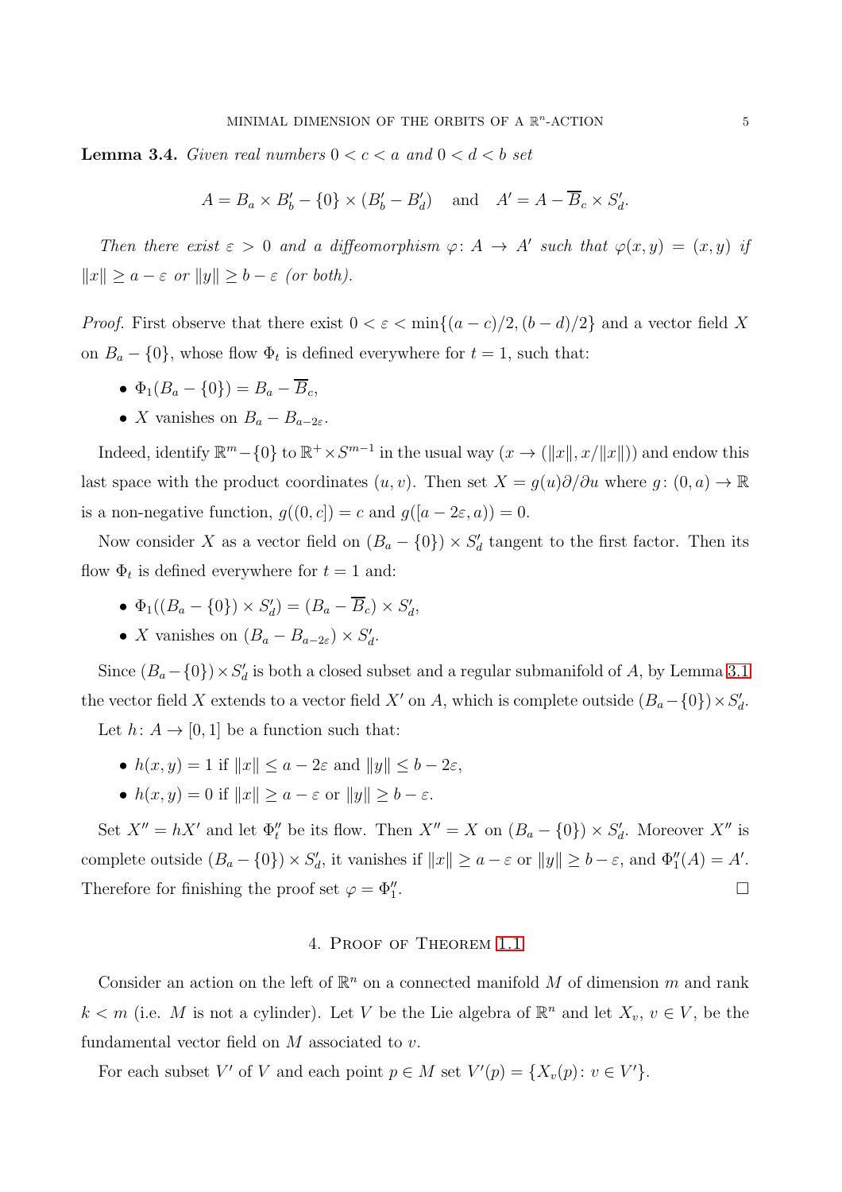**Lemma 3.4.** *Given real numbers $0 < c < a$ and $0 < d < b$ set*

$$A = B_a \times B'_b - \{0\} \times (B'_b - B'_d) \quad \text{and} \quad A' = A - \overline{B}_c \times S'_d.$$

*Then there exist $\varepsilon > 0$ and a diffeomorphism $\varphi \colon A \to A'$ such that $\varphi(x, y) = (x, y)$ if $\|x\| \geq a - \varepsilon$ or $\|y\| \geq b - \varepsilon$ (or both).*

*Proof.* First observe that there exist $0 < \varepsilon < \min\{(a-c)/2, (b-d)/2\}$ and a vector field $X$ on $B_a - \{0\}$, whose flow $\Phi_t$ is defined everywhere for $t = 1$, such that:

- $\Phi_1(B_a - \{0\}) = B_a - \overline{B}_c$,
- $X$ vanishes on $B_a - B_{a-2\varepsilon}$.

Indeed, identify $\mathbb{R}^m - \{0\}$ to $\mathbb{R}^+ \times S^{m-1}$ in the usual way ($x \to (\|x\|, x/\|x\|)$) and endow this last space with the product coordinates $(u, v)$. Then set $X = g(u)\partial/\partial u$ where $g \colon (0, a) \to \mathbb{R}$ is a non-negative function, $g((0, c]) = c$ and $g([a - 2\varepsilon, a)) = 0$.

Now consider $X$ as a vector field on $(B_a - \{0\}) \times S'_d$ tangent to the first factor. Then its flow $\Phi_t$ is defined everywhere for $t = 1$ and:

- $\Phi_1((B_a - \{0\}) \times S'_d) = (B_a - \overline{B}_c) \times S'_d$,
- $X$ vanishes on $(B_a - B_{a-2\varepsilon}) \times S'_d$.

Since $(B_a - \{0\}) \times S'_d$ is both a closed subset and a regular submanifold of $A$, by Lemma 3.1 the vector field $X$ extends to a vector field $X'$ on $A$, which is complete outside $(B_a - \{0\}) \times S'_d$.

Let $h \colon A \to [0, 1]$ be a function such that:

- $h(x, y) = 1$ if $\|x\| \leq a - 2\varepsilon$ and $\|y\| \leq b - 2\varepsilon$,
- $h(x, y) = 0$ if $\|x\| \geq a - \varepsilon$ or $\|y\| \geq b - \varepsilon$.

Set $X'' = hX'$ and let $\Phi''_t$ be its flow. Then $X'' = X$ on $(B_a - \{0\}) \times S'_d$. Moreover $X''$ is complete outside $(B_a - \{0\}) \times S'_d$, it vanishes if $\|x\| \geq a - \varepsilon$ or $\|y\| \geq b - \varepsilon$, and $\Phi''_1(A) = A'$. Therefore for finishing the proof set $\varphi = \Phi''_1$. $\square$

## 4. Proof of Theorem 1.1

Consider an action on the left of $\mathbb{R}^n$ on a connected manifold $M$ of dimension $m$ and rank $k < m$ (i.e. $M$ is not a cylinder). Let $V$ be the Lie algebra of $\mathbb{R}^n$ and let $X_v$, $v \in V$, be the fundamental vector field on $M$ associated to $v$.

For each subset $V'$ of $V$ and each point $p \in M$ set $V'(p) = \{X_v(p) \colon v \in V'\}$.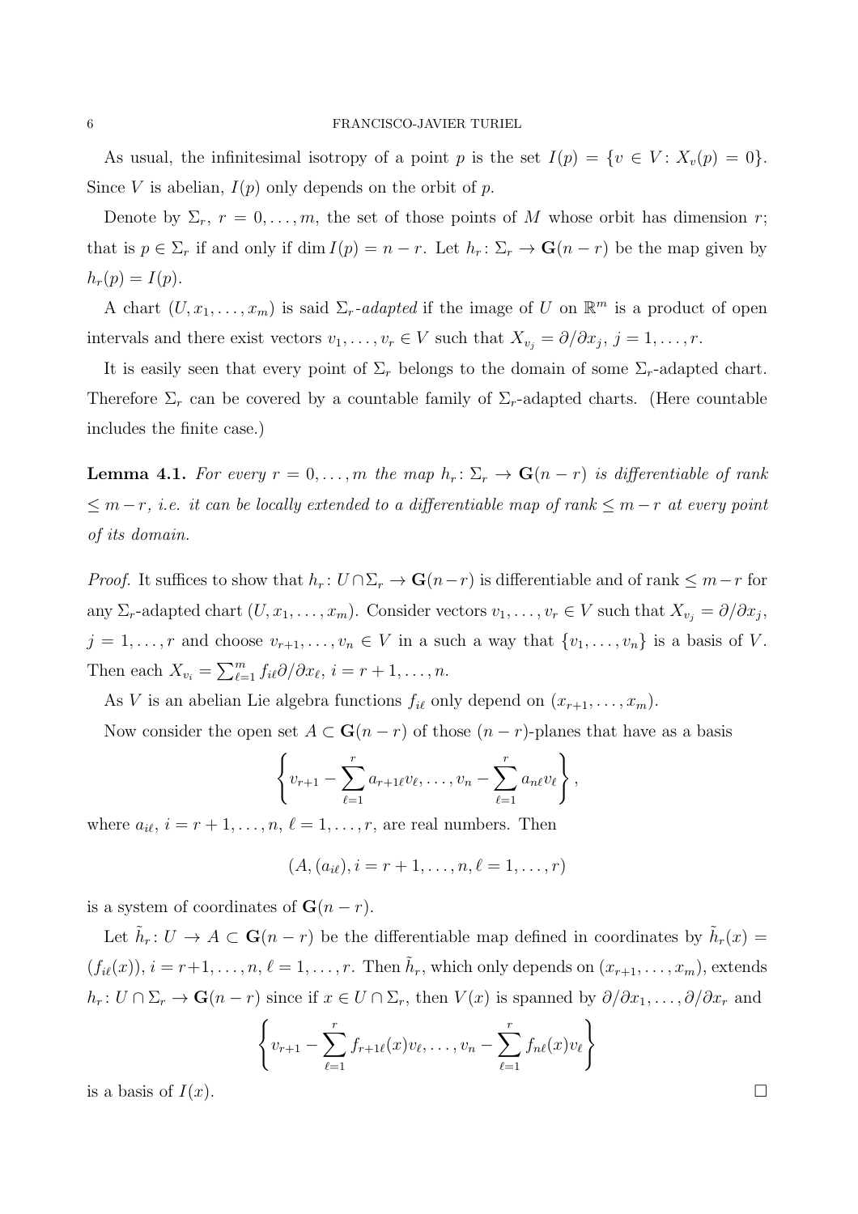As usual, the infinitesimal isotropy of a point $p$ is the set $I(p) = \{v \in V : X_v(p) = 0\}$. Since $V$ is abelian, $I(p)$ only depends on the orbit of $p$.

Denote by $\Sigma_r$, $r = 0, \dots, m$, the set of those points of $M$ whose orbit has dimension $r$; that is $p \in \Sigma_r$ if and only if $\dim I(p) = n - r$. Let $h_r : \Sigma_r \to \mathbf{G}(n-r)$ be the map given by $h_r(p) = I(p)$.

A chart $(U, x_1, \dots, x_m)$ is said $\Sigma_r$-*adapted* if the image of $U$ on $\mathbb{R}^m$ is a product of open intervals and there exist vectors $v_1, \dots, v_r \in V$ such that $X_{v_j} = \partial/\partial x_j$, $j = 1, \dots, r$.

It is easily seen that every point of $\Sigma_r$ belongs to the domain of some $\Sigma_r$-adapted chart. Therefore $\Sigma_r$ can be covered by a countable family of $\Sigma_r$-adapted charts. (Here countable includes the finite case.)

**Lemma 4.1.** *For every $r = 0, \dots, m$ the map $h_r : \Sigma_r \to \mathbf{G}(n-r)$ is differentiable of rank $\leq m - r$, i.e. it can be locally extended to a differentiable map of rank $\leq m - r$ at every point of its domain.*

*Proof.* It suffices to show that $h_r : U \cap \Sigma_r \to \mathbf{G}(n-r)$ is differentiable and of rank $\leq m-r$ for any $\Sigma_r$-adapted chart $(U, x_1, \dots, x_m)$. Consider vectors $v_1, \dots, v_r \in V$ such that $X_{v_j} = \partial/\partial x_j$, $j = 1, \dots, r$ and choose $v_{r+1}, \dots, v_n \in V$ in a such a way that $\{v_1, \dots, v_n\}$ is a basis of $V$. Then each $X_{v_i} = \sum_{\ell=1}^m f_{i\ell}\partial/\partial x_\ell$, $i = r+1, \dots, n$.

As $V$ is an abelian Lie algebra functions $f_{i\ell}$ only depend on $(x_{r+1}, \dots, x_m)$.

Now consider the open set $A \subset \mathbf{G}(n-r)$ of those $(n-r)$-planes that have as a basis

$$\left\{ v_{r+1} - \sum_{\ell=1}^{r} a_{r+1\ell} v_\ell, \dots, v_n - \sum_{\ell=1}^{r} a_{n\ell} v_\ell \right\},$$

where $a_{i\ell}$, $i = r+1, \dots, n$, $\ell = 1, \dots, r$, are real numbers. Then

$$(A, (a_{i\ell}), i = r+1, \dots, n, \ell = 1, \dots, r)$$

is a system of coordinates of $\mathbf{G}(n-r)$.

Let $\tilde{h}_r : U \to A \subset \mathbf{G}(n-r)$ be the differentiable map defined in coordinates by $\tilde{h}_r(x) = (f_{i\ell}(x))$, $i = r+1, \dots, n$, $\ell = 1, \dots, r$. Then $\tilde{h}_r$, which only depends on $(x_{r+1}, \dots, x_m)$, extends $h_r : U \cap \Sigma_r \to \mathbf{G}(n-r)$ since if $x \in U \cap \Sigma_r$, then $V(x)$ is spanned by $\partial/\partial x_1, \dots, \partial/\partial x_r$ and

$$\left\{ v_{r+1} - \sum_{\ell=1}^{r} f_{r+1\ell}(x) v_\ell, \dots, v_n - \sum_{\ell=1}^{r} f_{n\ell}(x) v_\ell \right\}$$

is a basis of $I(x)$. $\square$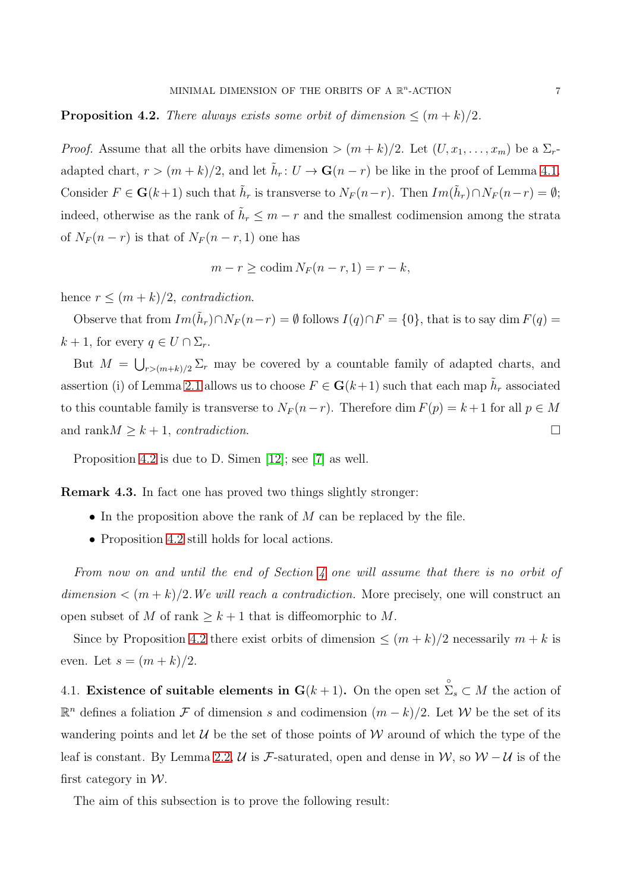**Proposition 4.2.** *There always exists some orbit of dimension $\leq (m+k)/2$.*

*Proof.* Assume that all the orbits have dimension $> (m+k)/2$. Let $(U, x_1, \dots, x_m)$ be a $\Sigma_r$-adapted chart, $r > (m+k)/2$, and let $\tilde{h}_r \colon U \to \mathbf{G}(n-r)$ be like in the proof of Lemma 4.1. Consider $F \in \mathbf{G}(k+1)$ such that $\tilde{h}_r$ is transverse to $N_F(n-r)$. Then $Im(\tilde{h}_r) \cap N_F(n-r) = \emptyset$; indeed, otherwise as the rank of $\tilde{h}_r \leq m-r$ and the smallest codimension among the strata of $N_F(n-r)$ is that of $N_F(n-r,1)$ one has

$$m - r \geq \operatorname{codim} N_F(n-r,1) = r - k,$$

hence $r \leq (m+k)/2$, *contradiction.*

Observe that from $Im(\tilde{h}_r) \cap N_F(n-r) = \emptyset$ follows $I(q) \cap F = \{0\}$, that is to say $\dim F(q) = k+1$, for every $q \in U \cap \Sigma_r$.

But $M = \bigcup_{r > (m+k)/2} \Sigma_r$ may be covered by a countable family of adapted charts, and assertion (i) of Lemma 2.1 allows us to choose $F \in \mathbf{G}(k+1)$ such that each map $\tilde{h}_r$ associated to this countable family is transverse to $N_F(n-r)$. Therefore $\dim F(p) = k+1$ for all $p \in M$ and $\operatorname{rank} M \geq k+1$, *contradiction.* □

Proposition 4.2 is due to D. Simen [12]; see [7] as well.

**Remark 4.3.** In fact one has proved two things slightly stronger:

- In the proposition above the rank of $M$ can be replaced by the file.
- Proposition 4.2 still holds for local actions.

*From now on and until the end of Section 4 one will assume that there is no orbit of dimension $< (m+k)/2$. We will reach a contradiction.* More precisely, one will construct an open subset of $M$ of rank $\geq k+1$ that is diffeomorphic to $M$.

Since by Proposition 4.2 there exist orbits of dimension $\leq (m+k)/2$ necessarily $m+k$ is even. Let $s = (m+k)/2$.

4.1. **Existence of suitable elements in $\mathbf{G}(k+1)$.** On the open set $\mathring{\Sigma}_s \subset M$ the action of $\mathbb{R}^n$ defines a foliation $\mathcal{F}$ of dimension $s$ and codimension $(m-k)/2$. Let $\mathcal{W}$ be the set of its wandering points and let $\mathcal{U}$ be the set of those points of $\mathcal{W}$ around of which the type of the leaf is constant. By Lemma 2.2, $\mathcal{U}$ is $\mathcal{F}$-saturated, open and dense in $\mathcal{W}$, so $\mathcal{W} - \mathcal{U}$ is of the first category in $\mathcal{W}$.

The aim of this subsection is to prove the following result: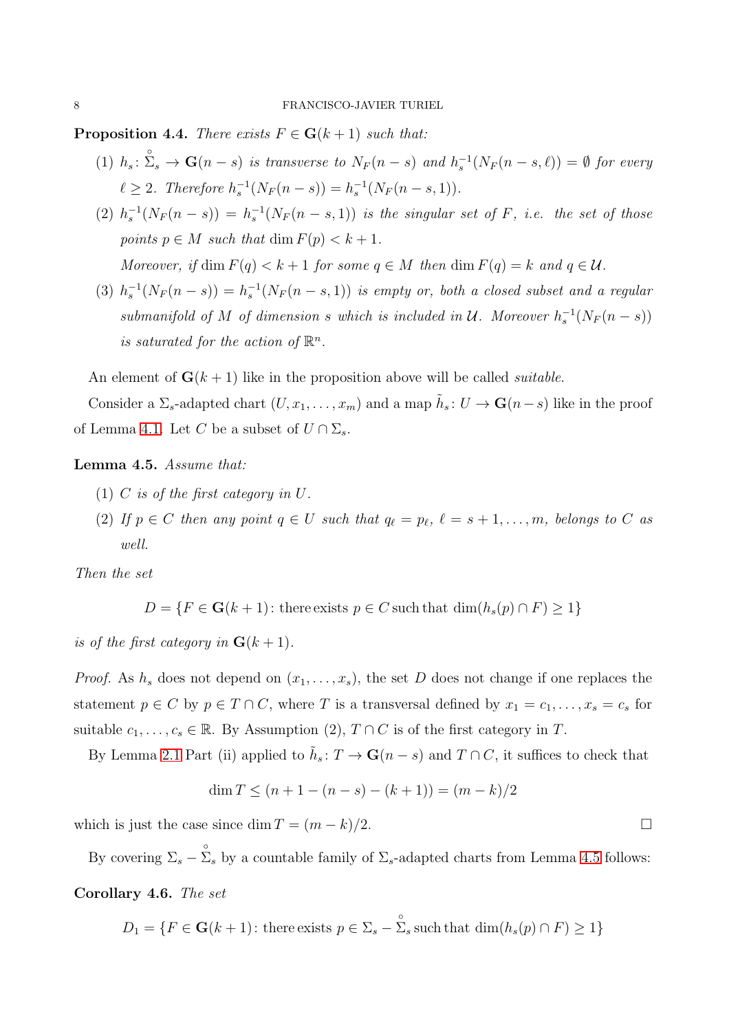**Proposition 4.4.** *There exists $F \in \mathbf{G}(k+1)$ such that:*

1. *$h_s\colon \overset{\circ}{\Sigma}_s \to \mathbf{G}(n-s)$ is transverse to $N_F(n-s)$ and $h_s^{-1}(N_F(n-s,\ell)) = \emptyset$ for every $\ell \geq 2$. Therefore $h_s^{-1}(N_F(n-s)) = h_s^{-1}(N_F(n-s,1))$.*
2. *$h_s^{-1}(N_F(n-s)) = h_s^{-1}(N_F(n-s,1))$ is the singular set of $F$, i.e. the set of those points $p \in M$ such that $\dim F(p) < k+1$.*

   *Moreover, if $\dim F(q) < k+1$ for some $q \in M$ then $\dim F(q) = k$ and $q \in \mathcal{U}$.*
3. *$h_s^{-1}(N_F(n-s)) = h_s^{-1}(N_F(n-s,1))$ is empty or, both a closed subset and a regular submanifold of $M$ of dimension $s$ which is included in $\mathcal{U}$. Moreover $h_s^{-1}(N_F(n-s))$ is saturated for the action of $\mathbb{R}^n$.*

An element of $\mathbf{G}(k+1)$ like in the proposition above will be called *suitable*.

Consider a $\Sigma_s$-adapted chart $(U, x_1, \dots, x_m)$ and a map $\tilde{h}_s\colon U \to \mathbf{G}(n-s)$ like in the proof of Lemma 4.1. Let $C$ be a subset of $U \cap \Sigma_s$.

**Lemma 4.5.** *Assume that:*

1. *$C$ is of the first category in $U$.*
2. *If $p \in C$ then any point $q \in U$ such that $q_\ell = p_\ell$, $\ell = s+1, \dots, m$, belongs to $C$ as well.*

*Then the set*

$$D = \{F \in \mathbf{G}(k+1) \colon \text{there exists } p \in C \text{ such that } \dim(h_s(p) \cap F) \geq 1\}$$

*is of the first category in $\mathbf{G}(k+1)$.*

*Proof.* As $h_s$ does not depend on $(x_1, \dots, x_s)$, the set $D$ does not change if one replaces the statement $p \in C$ by $p \in T \cap C$, where $T$ is a transversal defined by $x_1 = c_1, \dots, x_s = c_s$ for suitable $c_1, \dots, c_s \in \mathbb{R}$. By Assumption (2), $T \cap C$ is of the first category in $T$.

By Lemma 2.1 Part (ii) applied to $\tilde{h}_s\colon T \to \mathbf{G}(n-s)$ and $T \cap C$, it suffices to check that

$$\dim T \leq (n+1-(n-s)-(k+1)) = (m-k)/2$$

which is just the case since $\dim T = (m-k)/2$. $\square$

By covering $\Sigma_s - \overset{\circ}{\Sigma}_s$ by a countable family of $\Sigma_s$-adapted charts from Lemma 4.5 follows:

**Corollary 4.6.** *The set*

$$D_1 = \{F \in \mathbf{G}(k+1) \colon \text{there exists } p \in \Sigma_s - \overset{\circ}{\Sigma}_s \text{ such that } \dim(h_s(p) \cap F) \geq 1\}$$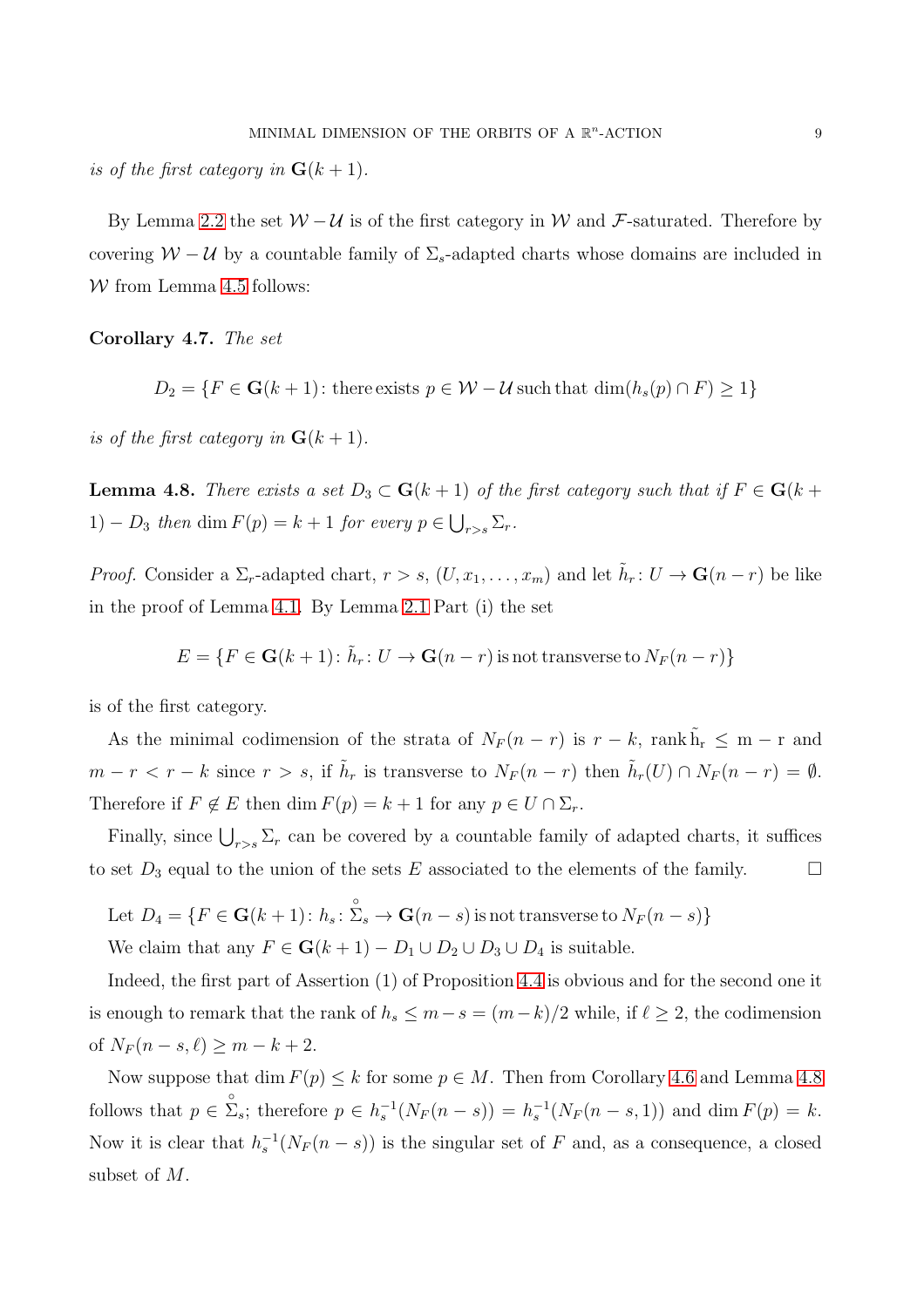*is of the first category in* $\mathbf{G}(k+1)$.

By Lemma 2.2 the set $\mathcal{W} - \mathcal{U}$ is of the first category in $\mathcal{W}$ and $\mathcal{F}$-saturated. Therefore by covering $\mathcal{W} - \mathcal{U}$ by a countable family of $\Sigma_s$-adapted charts whose domains are included in $\mathcal{W}$ from Lemma 4.5 follows:

**Corollary 4.7.** *The set*

$$D_2 = \{F \in \mathbf{G}(k+1) \colon \text{there exists } p \in \mathcal{W} - \mathcal{U} \text{ such that } \dim(h_s(p) \cap F) \geq 1\}$$

*is of the first category in* $\mathbf{G}(k+1)$.

**Lemma 4.8.** *There exists a set* $D_3 \subset \mathbf{G}(k+1)$ *of the first category such that if* $F \in \mathbf{G}(k+1) - D_3$ *then* $\dim F(p) = k+1$ *for every* $p \in \bigcup_{r>s} \Sigma_r$.

*Proof.* Consider a $\Sigma_r$-adapted chart, $r > s$, $(U, x_1, \ldots, x_m)$ and let $\tilde{h}_r \colon U \to \mathbf{G}(n-r)$ be like in the proof of Lemma 4.1. By Lemma 2.1 Part (i) the set

$$E = \{F \in \mathbf{G}(k+1) \colon \tilde{h}_r \colon U \to \mathbf{G}(n-r) \text{ is not transverse to } N_F(n-r)\}$$

is of the first category.

As the minimal codimension of the strata of $N_F(n-r)$ is $r-k$, $\operatorname{rank} \tilde{h}_r \leq m-r$ and $m-r < r-k$ since $r > s$, if $\tilde{h}_r$ is transverse to $N_F(n-r)$ then $\tilde{h}_r(U) \cap N_F(n-r) = \emptyset$. Therefore if $F \notin E$ then $\dim F(p) = k+1$ for any $p \in U \cap \Sigma_r$.

Finally, since $\bigcup_{r>s} \Sigma_r$ can be covered by a countable family of adapted charts, it suffices to set $D_3$ equal to the union of the sets $E$ associated to the elements of the family. $\square$

Let $D_4 = \{F \in \mathbf{G}(k+1) \colon h_s \colon \overset{\circ}{\Sigma}_s \to \mathbf{G}(n-s) \text{ is not transverse to } N_F(n-s)\}$

We claim that any $F \in \mathbf{G}(k+1) - D_1 \cup D_2 \cup D_3 \cup D_4$ is suitable.

Indeed, the first part of Assertion (1) of Proposition 4.4 is obvious and for the second one it is enough to remark that the rank of $h_s \leq m - s = (m-k)/2$ while, if $\ell \geq 2$, the codimension of $N_F(n-s, \ell) \geq m-k+2$.

Now suppose that $\dim F(p) \leq k$ for some $p \in M$. Then from Corollary 4.6 and Lemma 4.8 follows that $p \in \overset{\circ}{\Sigma}_s$; therefore $p \in h_s^{-1}(N_F(n-s)) = h_s^{-1}(N_F(n-s,1))$ and $\dim F(p) = k$. Now it is clear that $h_s^{-1}(N_F(n-s))$ is the singular set of $F$ and, as a consequence, a closed subset of $M$.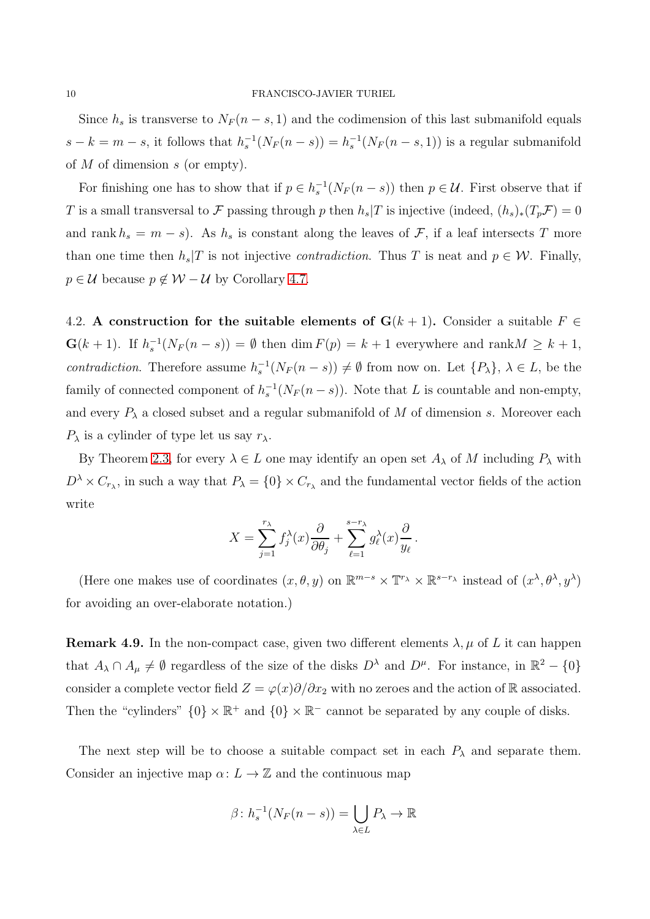Since $h_s$ is transverse to $N_F(n-s,1)$ and the codimension of this last submanifold equals $s-k=m-s$, it follows that $h_s^{-1}(N_F(n-s)) = h_s^{-1}(N_F(n-s,1))$ is a regular submanifold of $M$ of dimension $s$ (or empty).

For finishing one has to show that if $p \in h_s^{-1}(N_F(n-s))$ then $p \in \mathcal{U}$. First observe that if $T$ is a small transversal to $\mathcal{F}$ passing through $p$ then $h_s|T$ is injective (indeed, $(h_s)_*(T_p\mathcal{F}) = 0$ and $\operatorname{rank} h_s = m-s$). As $h_s$ is constant along the leaves of $\mathcal{F}$, if a leaf intersects $T$ more than one time then $h_s|T$ is not injective *contradiction*. Thus $T$ is neat and $p \in \mathcal{W}$. Finally, $p \in \mathcal{U}$ because $p \notin \mathcal{W} - \mathcal{U}$ by Corollary 4.7.

4.2. **A construction for the suitable elements of $\mathbf{G}(k+1)$.** Consider a suitable $F \in \mathbf{G}(k+1)$. If $h_s^{-1}(N_F(n-s)) = \emptyset$ then $\dim F(p) = k+1$ everywhere and $\operatorname{rank} M \geq k+1$, *contradiction*. Therefore assume $h_s^{-1}(N_F(n-s)) \neq \emptyset$ from now on. Let $\{P_\lambda\}$, $\lambda \in L$, be the family of connected component of $h_s^{-1}(N_F(n-s))$. Note that $L$ is countable and non-empty, and every $P_\lambda$ a closed subset and a regular submanifold of $M$ of dimension $s$. Moreover each $P_\lambda$ is a cylinder of type let us say $r_\lambda$.

By Theorem 2.3, for every $\lambda \in L$ one may identify an open set $A_\lambda$ of $M$ including $P_\lambda$ with $D^\lambda \times C_{r_\lambda}$, in such a way that $P_\lambda = \{0\} \times C_{r_\lambda}$ and the fundamental vector fields of the action write

$$X = \sum_{j=1}^{r_\lambda} f_j^\lambda(x) \frac{\partial}{\partial \theta_j} + \sum_{\ell=1}^{s-r_\lambda} g_\ell^\lambda(x) \frac{\partial}{y_\ell}.$$

(Here one makes use of coordinates $(x,\theta,y)$ on $\mathbb{R}^{m-s} \times \mathbb{T}^{r_\lambda} \times \mathbb{R}^{s-r_\lambda}$ instead of $(x^\lambda, \theta^\lambda, y^\lambda)$ for avoiding an over-elaborate notation.)

**Remark 4.9.** In the non-compact case, given two different elements $\lambda, \mu$ of $L$ it can happen that $A_\lambda \cap A_\mu \neq \emptyset$ regardless of the size of the disks $D^\lambda$ and $D^\mu$. For instance, in $\mathbb{R}^2 - \{0\}$ consider a complete vector field $Z = \varphi(x)\partial/\partial x_2$ with no zeroes and the action of $\mathbb{R}$ associated. Then the "cylinders" $\{0\} \times \mathbb{R}^+$ and $\{0\} \times \mathbb{R}^-$ cannot be separated by any couple of disks.

The next step will be to choose a suitable compact set in each $P_\lambda$ and separate them. Consider an injective map $\alpha\colon L \to \mathbb{Z}$ and the continuous map

$$\beta\colon h_s^{-1}(N_F(n-s)) = \bigcup_{\lambda \in L} P_\lambda \to \mathbb{R}$$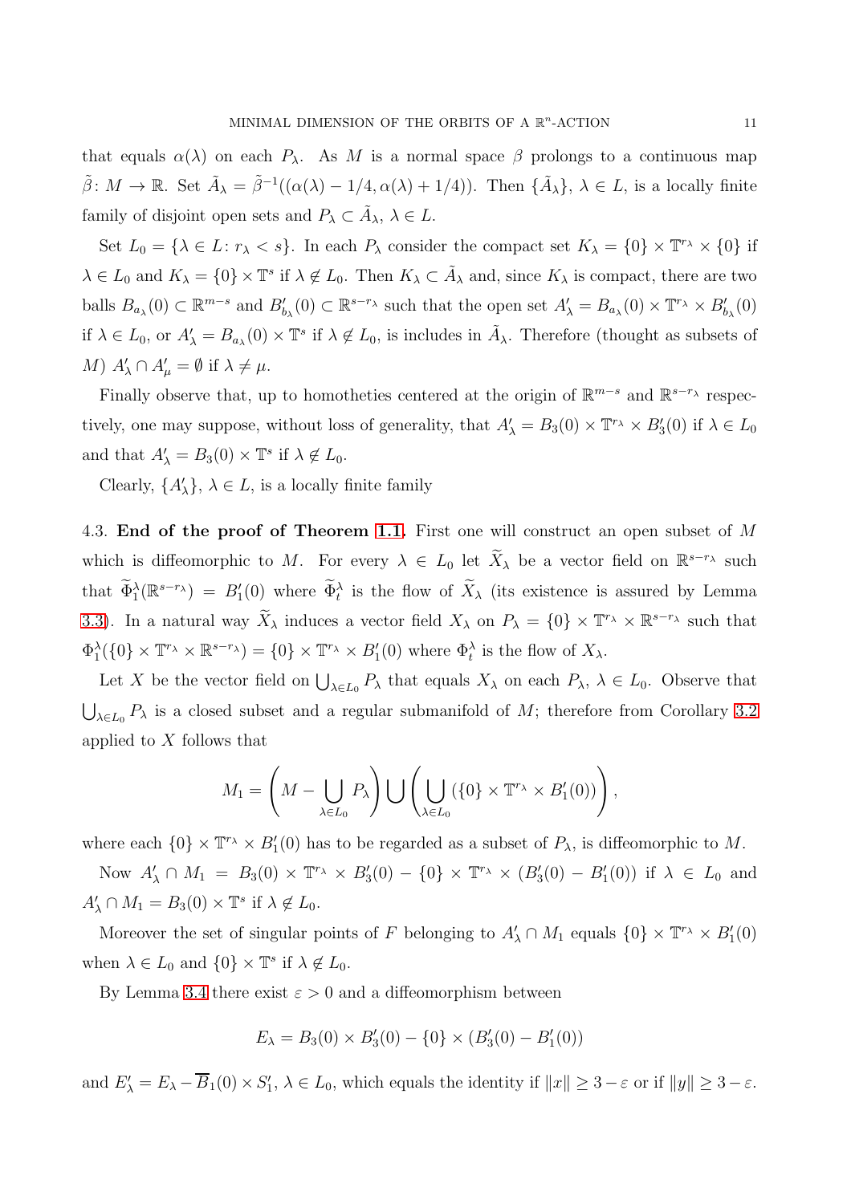that equals $\alpha(\lambda)$ on each $P_\lambda$. As $M$ is a normal space $\beta$ prolongs to a continuous map $\tilde{\beta}\colon M \to \mathbb{R}$. Set $\tilde{A}_\lambda = \tilde{\beta}^{-1}((\alpha(\lambda) - 1/4, \alpha(\lambda) + 1/4))$. Then $\{\tilde{A}_\lambda\}$, $\lambda \in L$, is a locally finite family of disjoint open sets and $P_\lambda \subset \tilde{A}_\lambda$, $\lambda \in L$.

Set $L_0 = \{\lambda \in L \colon r_\lambda < s\}$. In each $P_\lambda$ consider the compact set $K_\lambda = \{0\} \times \mathbb{T}^{r_\lambda} \times \{0\}$ if $\lambda \in L_0$ and $K_\lambda = \{0\} \times \mathbb{T}^s$ if $\lambda \notin L_0$. Then $K_\lambda \subset \tilde{A}_\lambda$ and, since $K_\lambda$ is compact, there are two balls $B_{a_\lambda}(0) \subset \mathbb{R}^{m-s}$ and $B'_{b_\lambda}(0) \subset \mathbb{R}^{s-r_\lambda}$ such that the open set $A'_\lambda = B_{a_\lambda}(0) \times \mathbb{T}^{r_\lambda} \times B'_{b_\lambda}(0)$ if $\lambda \in L_0$, or $A'_\lambda = B_{a_\lambda}(0) \times \mathbb{T}^s$ if $\lambda \notin L_0$, is includes in $\tilde{A}_\lambda$. Therefore (thought as subsets of $M$) $A'_\lambda \cap A'_\mu = \emptyset$ if $\lambda \neq \mu$.

Finally observe that, up to homotheties centered at the origin of $\mathbb{R}^{m-s}$ and $\mathbb{R}^{s-r_\lambda}$ respectively, one may suppose, without loss of generality, that $A'_\lambda = B_3(0) \times \mathbb{T}^{r_\lambda} \times B'_3(0)$ if $\lambda \in L_0$ and that $A'_\lambda = B_3(0) \times \mathbb{T}^s$ if $\lambda \notin L_0$.

Clearly, $\{A'_\lambda\}$, $\lambda \in L$, is a locally finite family

4.3. **End of the proof of Theorem 1.1.** First one will construct an open subset of $M$ which is diffeomorphic to $M$. For every $\lambda \in L_0$ let $\widetilde{X}_\lambda$ be a vector field on $\mathbb{R}^{s-r_\lambda}$ such that $\widetilde{\Phi}^\lambda_1(\mathbb{R}^{s-r_\lambda}) = B'_1(0)$ where $\widetilde{\Phi}^\lambda_t$ is the flow of $\widetilde{X}_\lambda$ (its existence is assured by Lemma 3.3). In a natural way $\widetilde{X}_\lambda$ induces a vector field $X_\lambda$ on $P_\lambda = \{0\} \times \mathbb{T}^{r_\lambda} \times \mathbb{R}^{s-r_\lambda}$ such that $\Phi^\lambda_1(\{0\} \times \mathbb{T}^{r_\lambda} \times \mathbb{R}^{s-r_\lambda}) = \{0\} \times \mathbb{T}^{r_\lambda} \times B'_1(0)$ where $\Phi^\lambda_t$ is the flow of $X_\lambda$.

Let $X$ be the vector field on $\bigcup_{\lambda \in L_0} P_\lambda$ that equals $X_\lambda$ on each $P_\lambda$, $\lambda \in L_0$. Observe that $\bigcup_{\lambda \in L_0} P_\lambda$ is a closed subset and a regular submanifold of $M$; therefore from Corollary 3.2 applied to $X$ follows that

$$M_1 = \left( M - \bigcup_{\lambda \in L_0} P_\lambda \right) \bigcup \left( \bigcup_{\lambda \in L_0} (\{0\} \times \mathbb{T}^{r_\lambda} \times B'_1(0)) \right),$$

where each $\{0\} \times \mathbb{T}^{r_\lambda} \times B'_1(0)$ has to be regarded as a subset of $P_\lambda$, is diffeomorphic to $M$.

Now $A'_\lambda \cap M_1 = B_3(0) \times \mathbb{T}^{r_\lambda} \times B'_3(0) - \{0\} \times \mathbb{T}^{r_\lambda} \times (B'_3(0) - B'_1(0))$ if $\lambda \in L_0$ and $A'_\lambda \cap M_1 = B_3(0) \times \mathbb{T}^s$ if $\lambda \notin L_0$.

Moreover the set of singular points of $F$ belonging to $A'_\lambda \cap M_1$ equals $\{0\} \times \mathbb{T}^{r_\lambda} \times B'_1(0)$ when $\lambda \in L_0$ and $\{0\} \times \mathbb{T}^s$ if $\lambda \notin L_0$.

By Lemma 3.4 there exist $\varepsilon > 0$ and a diffeomorphism between

$$E_\lambda = B_3(0) \times B'_3(0) - \{0\} \times (B'_3(0) - B'_1(0))$$

and $E'_\lambda = E_\lambda - \overline{B}_1(0) \times S'_1$, $\lambda \in L_0$, which equals the identity if $\|x\| \geq 3 - \varepsilon$ or if $\|y\| \geq 3 - \varepsilon$.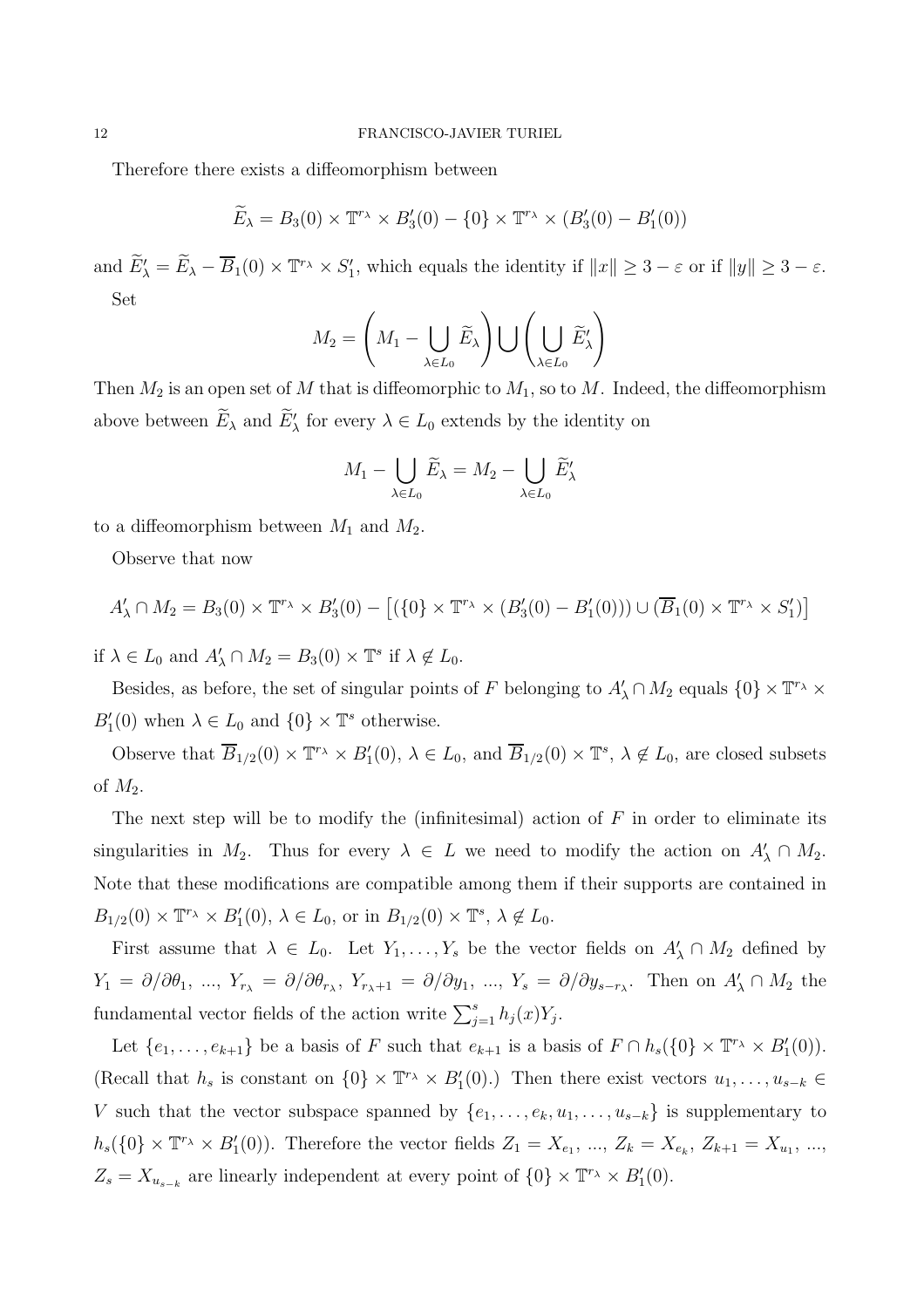Therefore there exists a diffeomorphism between

$$\widetilde{E}_\lambda = B_3(0) \times \mathbb{T}^{r_\lambda} \times B'_3(0) - \{0\} \times \mathbb{T}^{r_\lambda} \times (B'_3(0) - B'_1(0))$$

and $\widetilde{E}'_\lambda = \widetilde{E}_\lambda - \overline{B}_1(0) \times \mathbb{T}^{r_\lambda} \times S'_1$, which equals the identity if $\|x\| \geq 3 - \varepsilon$ or if $\|y\| \geq 3 - \varepsilon$.

Set

$$M_2 = \left( M_1 - \bigcup_{\lambda \in L_0} \widetilde{E}_\lambda \right) \bigcup \left( \bigcup_{\lambda \in L_0} \widetilde{E}'_\lambda \right)$$

Then $M_2$ is an open set of $M$ that is diffeomorphic to $M_1$, so to $M$. Indeed, the diffeomorphism above between $\widetilde{E}_\lambda$ and $\widetilde{E}'_\lambda$ for every $\lambda \in L_0$ extends by the identity on

$$M_1 - \bigcup_{\lambda \in L_0} \widetilde{E}_\lambda = M_2 - \bigcup_{\lambda \in L_0} \widetilde{E}'_\lambda$$

to a diffeomorphism between $M_1$ and $M_2$.

Observe that now

$$A'_\lambda \cap M_2 = B_3(0) \times \mathbb{T}^{r_\lambda} \times B'_3(0) - \left[ (\{0\} \times \mathbb{T}^{r_\lambda} \times (B'_3(0) - B'_1(0))) \cup (\overline{B}_1(0) \times \mathbb{T}^{r_\lambda} \times S'_1) \right]$$

if $\lambda \in L_0$ and $A'_\lambda \cap M_2 = B_3(0) \times \mathbb{T}^s$ if $\lambda \notin L_0$.

Besides, as before, the set of singular points of $F$ belonging to $A'_\lambda \cap M_2$ equals $\{0\} \times \mathbb{T}^{r_\lambda} \times B'_1(0)$ when $\lambda \in L_0$ and $\{0\} \times \mathbb{T}^s$ otherwise.

Observe that $\overline{B}_{1/2}(0) \times \mathbb{T}^{r_\lambda} \times B'_1(0)$, $\lambda \in L_0$, and $\overline{B}_{1/2}(0) \times \mathbb{T}^s$, $\lambda \notin L_0$, are closed subsets of $M_2$.

The next step will be to modify the (infinitesimal) action of $F$ in order to eliminate its singularities in $M_2$. Thus for every $\lambda \in L$ we need to modify the action on $A'_\lambda \cap M_2$. Note that these modifications are compatible among them if their supports are contained in $B_{1/2}(0) \times \mathbb{T}^{r_\lambda} \times B'_1(0)$, $\lambda \in L_0$, or in $B_{1/2}(0) \times \mathbb{T}^s$, $\lambda \notin L_0$.

First assume that $\lambda \in L_0$. Let $Y_1, \ldots, Y_s$ be the vector fields on $A'_\lambda \cap M_2$ defined by $Y_1 = \partial/\partial\theta_1$, ..., $Y_{r_\lambda} = \partial/\partial\theta_{r_\lambda}$, $Y_{r_\lambda+1} = \partial/\partial y_1$, ..., $Y_s = \partial/\partial y_{s-r_\lambda}$. Then on $A'_\lambda \cap M_2$ the fundamental vector fields of the action write $\sum_{j=1}^s h_j(x) Y_j$.

Let $\{e_1, \ldots, e_{k+1}\}$ be a basis of $F$ such that $e_{k+1}$ is a basis of $F \cap h_s(\{0\} \times \mathbb{T}^{r_\lambda} \times B'_1(0))$. (Recall that $h_s$ is constant on $\{0\} \times \mathbb{T}^{r_\lambda} \times B'_1(0)$.) Then there exist vectors $u_1, \ldots, u_{s-k} \in V$ such that the vector subspace spanned by $\{e_1, \ldots, e_k, u_1, \ldots, u_{s-k}\}$ is supplementary to $h_s(\{0\} \times \mathbb{T}^{r_\lambda} \times B'_1(0))$. Therefore the vector fields $Z_1 = X_{e_1}$, ..., $Z_k = X_{e_k}$, $Z_{k+1} = X_{u_1}$, ..., $Z_s = X_{u_{s-k}}$ are linearly independent at every point of $\{0\} \times \mathbb{T}^{r_\lambda} \times B'_1(0)$.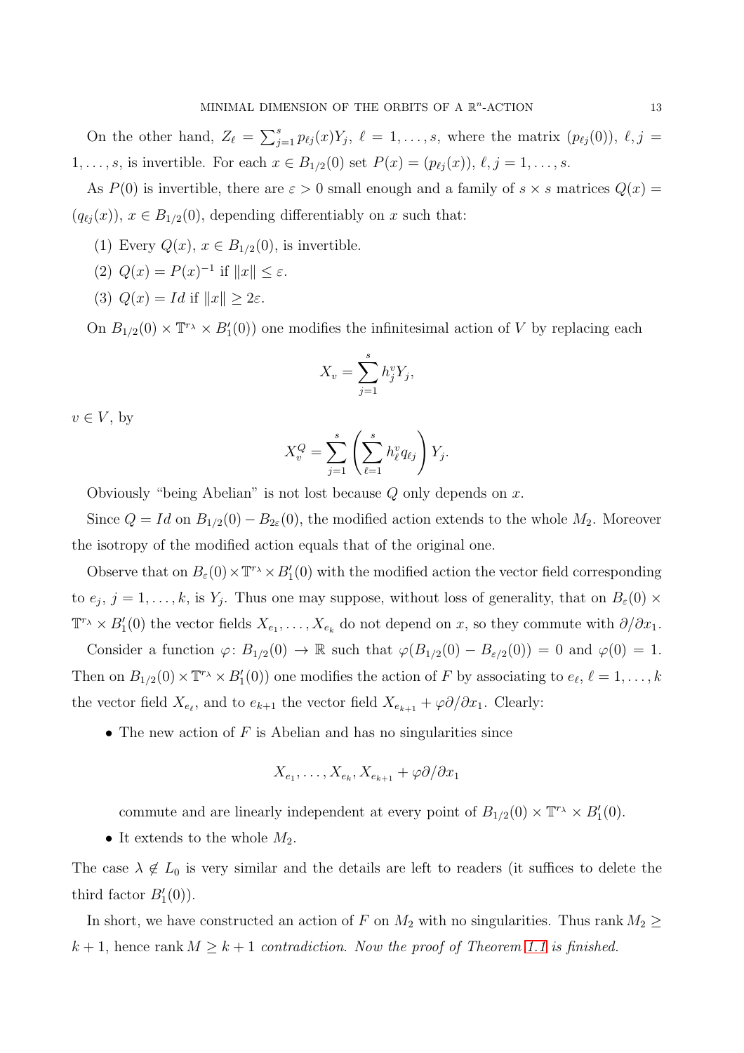On the other hand, $Z_\ell = \sum_{j=1}^{s} p_{\ell j}(x) Y_j$, $\ell = 1, \ldots, s$, where the matrix $(p_{\ell j}(0))$, $\ell, j = 1, \ldots, s$, is invertible. For each $x \in B_{1/2}(0)$ set $P(x) = (p_{\ell j}(x))$, $\ell, j = 1, \ldots, s$.

As $P(0)$ is invertible, there are $\varepsilon > 0$ small enough and a family of $s \times s$ matrices $Q(x) = (q_{\ell j}(x))$, $x \in B_{1/2}(0)$, depending differentiably on $x$ such that:

(1) Every $Q(x)$, $x \in B_{1/2}(0)$, is invertible.
(2) $Q(x) = P(x)^{-1}$ if $\|x\| \leq \varepsilon$.
(3) $Q(x) = Id$ if $\|x\| \geq 2\varepsilon$.

On $B_{1/2}(0) \times \mathbb{T}^{r_\lambda} \times B'_1(0))$ one modifies the infinitesimal action of $V$ by replacing each

$$X_v = \sum_{j=1}^{s} h_j^v Y_j,$$

$v \in V$, by

$$X_v^Q = \sum_{j=1}^{s} \left( \sum_{\ell=1}^{s} h_\ell^v q_{\ell j} \right) Y_j.$$

Obviously "being Abelian" is not lost because $Q$ only depends on $x$.

Since $Q = Id$ on $B_{1/2}(0) - B_{2\varepsilon}(0)$, the modified action extends to the whole $M_2$. Moreover the isotropy of the modified action equals that of the original one.

Observe that on $B_\varepsilon(0) \times \mathbb{T}^{r_\lambda} \times B'_1(0)$ with the modified action the vector field corresponding to $e_j$, $j = 1, \ldots, k$, is $Y_j$. Thus one may suppose, without loss of generality, that on $B_\varepsilon(0) \times \mathbb{T}^{r_\lambda} \times B'_1(0)$ the vector fields $X_{e_1}, \ldots, X_{e_k}$ do not depend on $x$, so they commute with $\partial/\partial x_1$.

Consider a function $\varphi \colon B_{1/2}(0) \to \mathbb{R}$ such that $\varphi(B_{1/2}(0) - B_{\varepsilon/2}(0)) = 0$ and $\varphi(0) = 1$. Then on $B_{1/2}(0) \times \mathbb{T}^{r_\lambda} \times B'_1(0))$ one modifies the action of $F$ by associating to $e_\ell$, $\ell = 1, \ldots, k$ the vector field $X_{e_\ell}$, and to $e_{k+1}$ the vector field $X_{e_{k+1}} + \varphi \partial/\partial x_1$. Clearly:

- The new action of $F$ is Abelian and has no singularities since

$$X_{e_1}, \ldots, X_{e_k}, X_{e_{k+1}} + \varphi \partial/\partial x_1$$

commute and are linearly independent at every point of $B_{1/2}(0) \times \mathbb{T}^{r_\lambda} \times B'_1(0)$.

- It extends to the whole $M_2$.

The case $\lambda \notin L_0$ is very similar and the details are left to readers (it suffices to delete the third factor $B'_1(0)$).

In short, we have constructed an action of $F$ on $M_2$ with no singularities. Thus rank $M_2 \geq k+1$, hence rank $M \geq k+1$ *contradiction. Now the proof of Theorem 1.1 is finished.*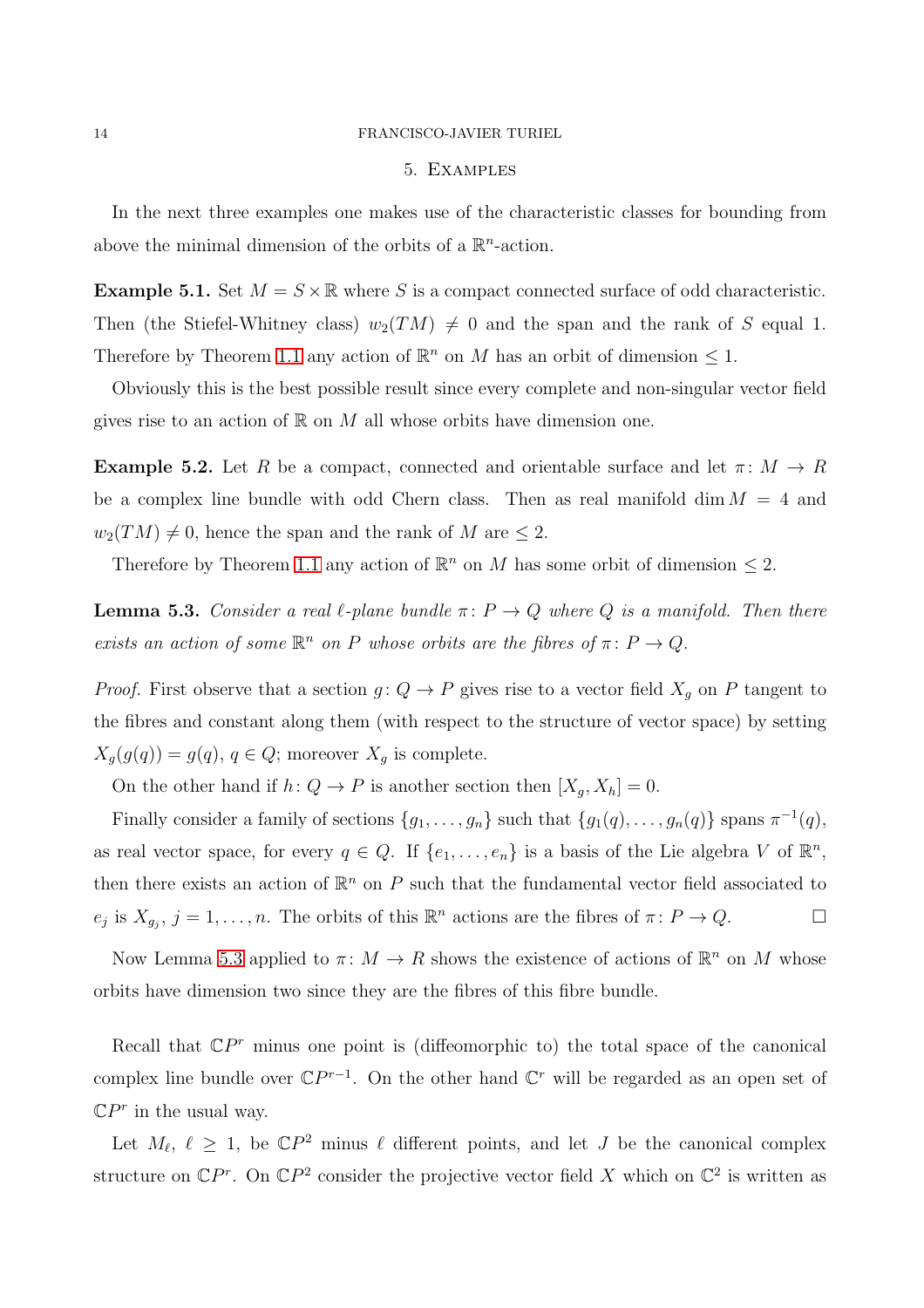## 5. Examples

In the next three examples one makes use of the characteristic classes for bounding from above the minimal dimension of the orbits of a $\mathbb{R}^n$-action.

**Example 5.1.** Set $M = S \times \mathbb{R}$ where $S$ is a compact connected surface of odd characteristic. Then (the Stiefel-Whitney class) $w_2(TM) \neq 0$ and the span and the rank of $S$ equal 1. Therefore by Theorem 1.1 any action of $\mathbb{R}^n$ on $M$ has an orbit of dimension $\leq 1$.

Obviously this is the best possible result since every complete and non-singular vector field gives rise to an action of $\mathbb{R}$ on $M$ all whose orbits have dimension one.

**Example 5.2.** Let $R$ be a compact, connected and orientable surface and let $\pi \colon M \to R$ be a complex line bundle with odd Chern class. Then as real manifold $\dim M = 4$ and $w_2(TM) \neq 0$, hence the span and the rank of $M$ are $\leq 2$.

Therefore by Theorem 1.1 any action of $\mathbb{R}^n$ on $M$ has some orbit of dimension $\leq 2$.

**Lemma 5.3.** *Consider a real $\ell$-plane bundle $\pi \colon P \to Q$ where $Q$ is a manifold. Then there exists an action of some $\mathbb{R}^n$ on $P$ whose orbits are the fibres of $\pi \colon P \to Q$.*

*Proof.* First observe that a section $g \colon Q \to P$ gives rise to a vector field $X_g$ on $P$ tangent to the fibres and constant along them (with respect to the structure of vector space) by setting $X_g(g(q)) = g(q)$, $q \in Q$; moreover $X_g$ is complete.

On the other hand if $h \colon Q \to P$ is another section then $[X_g, X_h] = 0$.

Finally consider a family of sections $\{g_1, \dots, g_n\}$ such that $\{g_1(q), \dots, g_n(q)\}$ spans $\pi^{-1}(q)$, as real vector space, for every $q \in Q$. If $\{e_1, \dots, e_n\}$ is a basis of the Lie algebra $V$ of $\mathbb{R}^n$, then there exists an action of $\mathbb{R}^n$ on $P$ such that the fundamental vector field associated to $e_j$ is $X_{g_j}$, $j = 1, \dots, n$. The orbits of this $\mathbb{R}^n$ actions are the fibres of $\pi \colon P \to Q$. □

Now Lemma 5.3 applied to $\pi \colon M \to R$ shows the existence of actions of $\mathbb{R}^n$ on $M$ whose orbits have dimension two since they are the fibres of this fibre bundle.

Recall that $\mathbb{C}P^r$ minus one point is (diffeomorphic to) the total space of the canonical complex line bundle over $\mathbb{C}P^{r-1}$. On the other hand $\mathbb{C}^r$ will be regarded as an open set of $\mathbb{C}P^r$ in the usual way.

Let $M_\ell$, $\ell \geq 1$, be $\mathbb{C}P^2$ minus $\ell$ different points, and let $J$ be the canonical complex structure on $\mathbb{C}P^r$. On $\mathbb{C}P^2$ consider the projective vector field $X$ which on $\mathbb{C}^2$ is written as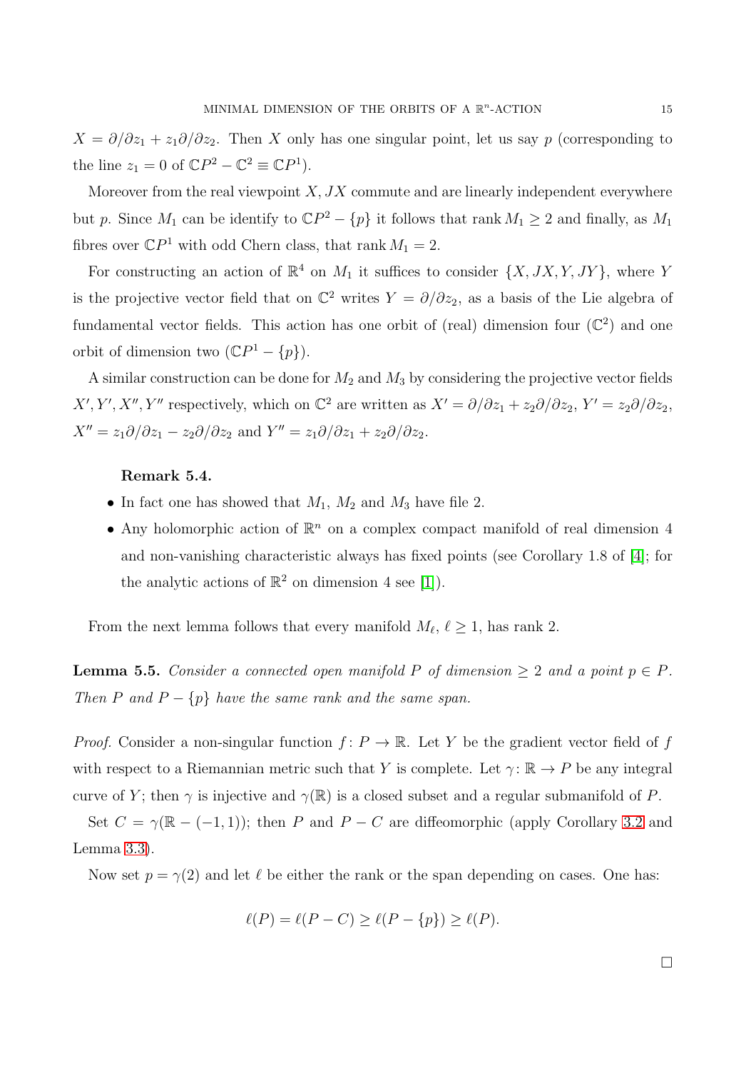$X = \partial/\partial z_1 + z_1 \partial/\partial z_2$. Then $X$ only has one singular point, let us say $p$ (corresponding to the line $z_1 = 0$ of $\mathbb{C}P^2 - \mathbb{C}^2 \equiv \mathbb{C}P^1$).

Moreover from the real viewpoint $X, JX$ commute and are linearly independent everywhere but $p$. Since $M_1$ can be identify to $\mathbb{C}P^2 - \{p\}$ it follows that $\operatorname{rank} M_1 \geq 2$ and finally, as $M_1$ fibres over $\mathbb{C}P^1$ with odd Chern class, that $\operatorname{rank} M_1 = 2$.

For constructing an action of $\mathbb{R}^4$ on $M_1$ it suffices to consider $\{X, JX, Y, JY\}$, where $Y$ is the projective vector field that on $\mathbb{C}^2$ writes $Y = \partial/\partial z_2$, as a basis of the Lie algebra of fundamental vector fields. This action has one orbit of (real) dimension four ($\mathbb{C}^2$) and one orbit of dimension two ($\mathbb{C}P^1 - \{p\}$).

A similar construction can be done for $M_2$ and $M_3$ by considering the projective vector fields $X', Y', X'', Y''$ respectively, which on $\mathbb{C}^2$ are written as $X' = \partial/\partial z_1 + z_2 \partial/\partial z_2$, $Y' = z_2 \partial/\partial z_2$, $X'' = z_1 \partial/\partial z_1 - z_2 \partial/\partial z_2$ and $Y'' = z_1 \partial/\partial z_1 + z_2 \partial/\partial z_2$.

**Remark 5.4.**

- In fact one has showed that $M_1$, $M_2$ and $M_3$ have file 2.
- Any holomorphic action of $\mathbb{R}^n$ on a complex compact manifold of real dimension 4 and non-vanishing characteristic always has fixed points (see Corollary 1.8 of [4]; for the analytic actions of $\mathbb{R}^2$ on dimension 4 see [1]).

From the next lemma follows that every manifold $M_\ell$, $\ell \geq 1$, has rank 2.

**Lemma 5.5.** *Consider a connected open manifold $P$ of dimension $\geq 2$ and a point $p \in P$. Then $P$ and $P - \{p\}$ have the same rank and the same span.*

*Proof.* Consider a non-singular function $f : P \to \mathbb{R}$. Let $Y$ be the gradient vector field of $f$ with respect to a Riemannian metric such that $Y$ is complete. Let $\gamma : \mathbb{R} \to P$ be any integral curve of $Y$; then $\gamma$ is injective and $\gamma(\mathbb{R})$ is a closed subset and a regular submanifold of $P$.

Set $C = \gamma(\mathbb{R} - (-1, 1))$; then $P$ and $P - C$ are diffeomorphic (apply Corollary 3.2 and Lemma 3.3).

Now set $p = \gamma(2)$ and let $\ell$ be either the rank or the span depending on cases. One has:

$$\ell(P) = \ell(P - C) \geq \ell(P - \{p\}) \geq \ell(P).$$

□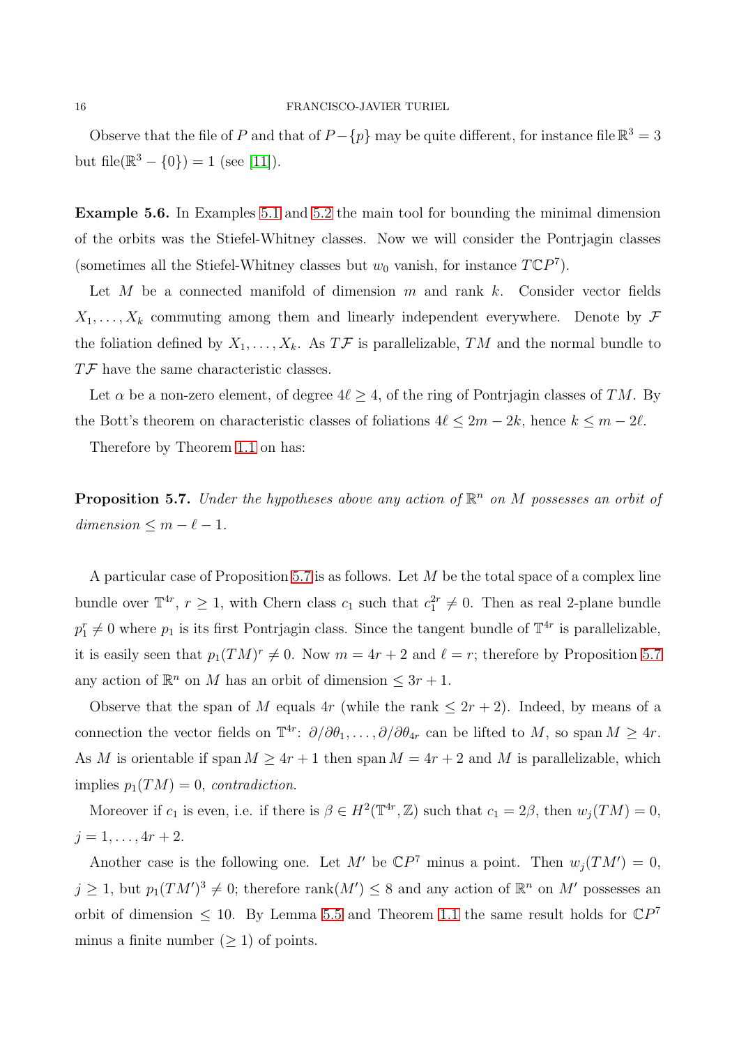Observe that the file of $P$ and that of $P - \{p\}$ may be quite different, for instance file $\mathbb{R}^3 = 3$ but file$(\mathbb{R}^3 - \{0\}) = 1$ (see [11]).

**Example 5.6.** In Examples 5.1 and 5.2 the main tool for bounding the minimal dimension of the orbits was the Stiefel-Whitney classes. Now we will consider the Pontrjagin classes (sometimes all the Stiefel-Whitney classes but $w_0$ vanish, for instance $T\mathbb{C}P^7$).

Let $M$ be a connected manifold of dimension $m$ and rank $k$. Consider vector fields $X_1, \ldots, X_k$ commuting among them and linearly independent everywhere. Denote by $\mathcal{F}$ the foliation defined by $X_1, \ldots, X_k$. As $T\mathcal{F}$ is parallelizable, $TM$ and the normal bundle to $T\mathcal{F}$ have the same characteristic classes.

Let $\alpha$ be a non-zero element, of degree $4\ell \geq 4$, of the ring of Pontrjagin classes of $TM$. By the Bott's theorem on characteristic classes of foliations $4\ell \leq 2m - 2k$, hence $k \leq m - 2\ell$.

Therefore by Theorem 1.1 on has:

**Proposition 5.7.** *Under the hypotheses above any action of $\mathbb{R}^n$ on $M$ possesses an orbit of dimension $\leq m - \ell - 1$.*

A particular case of Proposition 5.7 is as follows. Let $M$ be the total space of a complex line bundle over $\mathbb{T}^{4r}$, $r \geq 1$, with Chern class $c_1$ such that $c_1^{2r} \neq 0$. Then as real 2-plane bundle $p_1^r \neq 0$ where $p_1$ is its first Pontrjagin class. Since the tangent bundle of $\mathbb{T}^{4r}$ is parallelizable, it is easily seen that $p_1(TM)^r \neq 0$. Now $m = 4r + 2$ and $\ell = r$; therefore by Proposition 5.7 any action of $\mathbb{R}^n$ on $M$ has an orbit of dimension $\leq 3r + 1$.

Observe that the span of $M$ equals $4r$ (while the rank $\leq 2r + 2$). Indeed, by means of a connection the vector fields on $\mathbb{T}^{4r}$: $\partial/\partial\theta_1, \ldots, \partial/\partial\theta_{4r}$ can be lifted to $M$, so span $M \geq 4r$. As $M$ is orientable if span $M \geq 4r + 1$ then span $M = 4r + 2$ and $M$ is parallelizable, which implies $p_1(TM) = 0$, *contradiction*.

Moreover if $c_1$ is even, i.e. if there is $\beta \in H^2(\mathbb{T}^{4r}, \mathbb{Z})$ such that $c_1 = 2\beta$, then $w_j(TM) = 0$, $j = 1, \ldots, 4r + 2$.

Another case is the following one. Let $M'$ be $\mathbb{C}P^7$ minus a point. Then $w_j(TM') = 0$, $j \geq 1$, but $p_1(TM')^3 \neq 0$; therefore rank$(M') \leq 8$ and any action of $\mathbb{R}^n$ on $M'$ possesses an orbit of dimension $\leq 10$. By Lemma 5.5 and Theorem 1.1 the same result holds for $\mathbb{C}P^7$ minus a finite number ($\geq 1$) of points.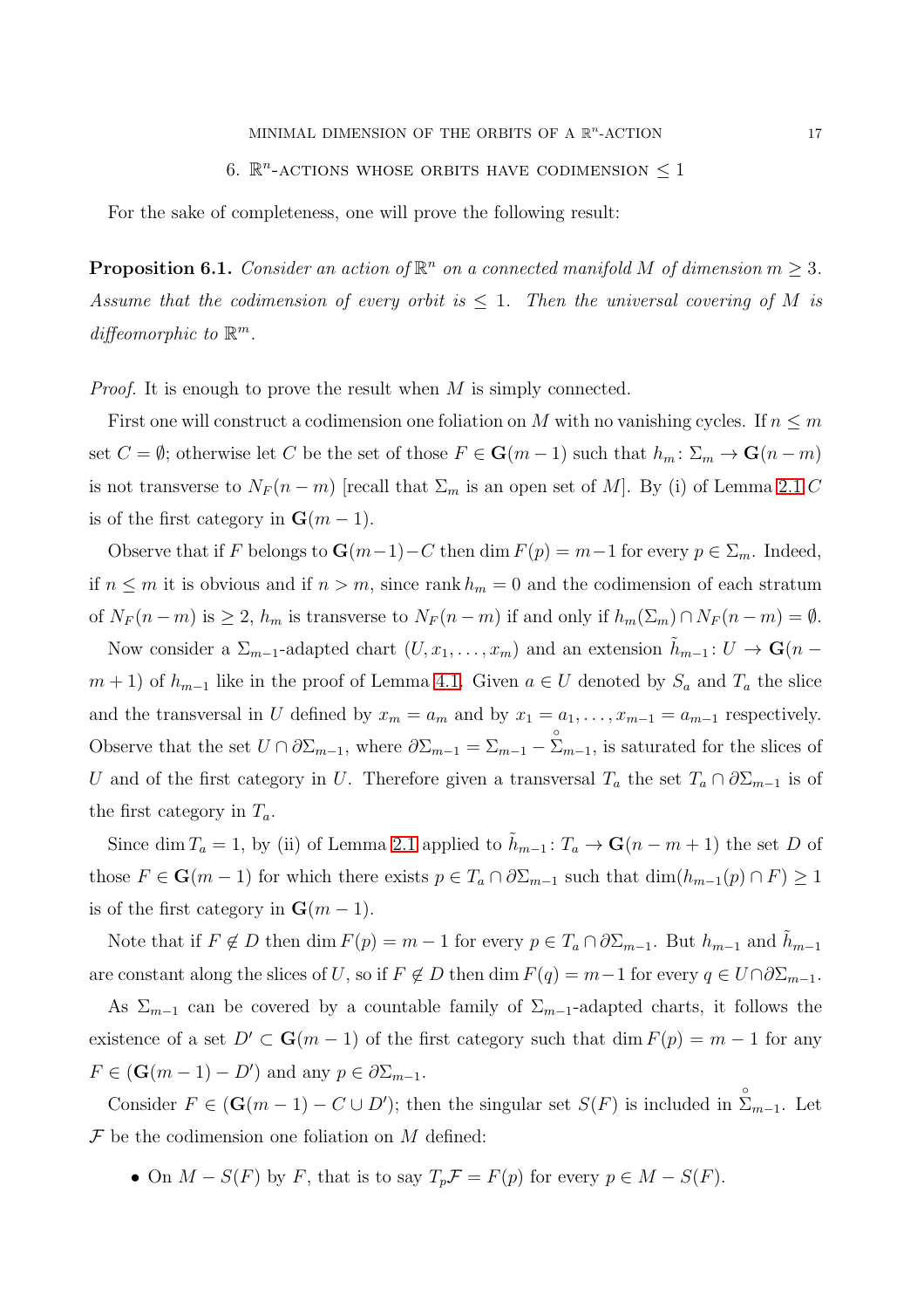## 6. $\mathbb{R}^n$-actions whose orbits have codimension $\leq 1$

For the sake of completeness, one will prove the following result:

**Proposition 6.1.** *Consider an action of $\mathbb{R}^n$ on a connected manifold $M$ of dimension $m \geq 3$. Assume that the codimension of every orbit is $\leq 1$. Then the universal covering of $M$ is diffeomorphic to $\mathbb{R}^m$.*

*Proof.* It is enough to prove the result when $M$ is simply connected.

First one will construct a codimension one foliation on $M$ with no vanishing cycles. If $n \leq m$ set $C = \emptyset$; otherwise let $C$ be the set of those $F \in \mathbf{G}(m-1)$ such that $h_m \colon \Sigma_m \to \mathbf{G}(n-m)$ is not transverse to $N_F(n-m)$ [recall that $\Sigma_m$ is an open set of $M$]. By (i) of Lemma 2.1 $C$ is of the first category in $\mathbf{G}(m-1)$.

Observe that if $F$ belongs to $\mathbf{G}(m-1) - C$ then $\dim F(p) = m-1$ for every $p \in \Sigma_m$. Indeed, if $n \leq m$ it is obvious and if $n > m$, since $\operatorname{rank} h_m = 0$ and the codimension of each stratum of $N_F(n-m)$ is $\geq 2$, $h_m$ is transverse to $N_F(n-m)$ if and only if $h_m(\Sigma_m) \cap N_F(n-m) = \emptyset$.

Now consider a $\Sigma_{m-1}$-adapted chart $(U, x_1, \ldots, x_m)$ and an extension $\tilde{h}_{m-1} \colon U \to \mathbf{G}(n-m+1)$ of $h_{m-1}$ like in the proof of Lemma 4.1. Given $a \in U$ denoted by $S_a$ and $T_a$ the slice and the transversal in $U$ defined by $x_m = a_m$ and by $x_1 = a_1, \ldots, x_{m-1} = a_{m-1}$ respectively. Observe that the set $U \cap \partial\Sigma_{m-1}$, where $\partial\Sigma_{m-1} = \Sigma_{m-1} - \mathring{\Sigma}_{m-1}$, is saturated for the slices of $U$ and of the first category in $U$. Therefore given a transversal $T_a$ the set $T_a \cap \partial\Sigma_{m-1}$ is of the first category in $T_a$.

Since $\dim T_a = 1$, by (ii) of Lemma 2.1 applied to $\tilde{h}_{m-1} \colon T_a \to \mathbf{G}(n-m+1)$ the set $D$ of those $F \in \mathbf{G}(m-1)$ for which there exists $p \in T_a \cap \partial\Sigma_{m-1}$ such that $\dim(h_{m-1}(p) \cap F) \geq 1$ is of the first category in $\mathbf{G}(m-1)$.

Note that if $F \notin D$ then $\dim F(p) = m-1$ for every $p \in T_a \cap \partial\Sigma_{m-1}$. But $h_{m-1}$ and $\tilde{h}_{m-1}$ are constant along the slices of $U$, so if $F \notin D$ then $\dim F(q) = m-1$ for every $q \in U \cap \partial\Sigma_{m-1}$.

As $\Sigma_{m-1}$ can be covered by a countable family of $\Sigma_{m-1}$-adapted charts, it follows the existence of a set $D' \subset \mathbf{G}(m-1)$ of the first category such that $\dim F(p) = m-1$ for any $F \in (\mathbf{G}(m-1) - D')$ and any $p \in \partial\Sigma_{m-1}$.

Consider $F \in (\mathbf{G}(m-1) - C \cup D')$; then the singular set $S(F)$ is included in $\mathring{\Sigma}_{m-1}$. Let $\mathcal{F}$ be the codimension one foliation on $M$ defined:

- On $M - S(F)$ by $F$, that is to say $T_p\mathcal{F} = F(p)$ for every $p \in M - S(F)$.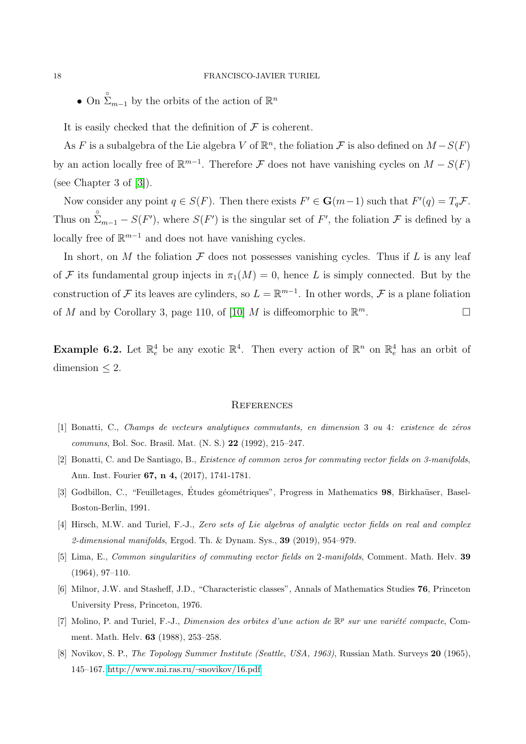- On $\overset{\circ}{\Sigma}_{m-1}$ by the orbits of the action of $\mathbb{R}^n$

It is easily checked that the definition of $\mathcal{F}$ is coherent.

As $F$ is a subalgebra of the Lie algebra $V$ of $\mathbb{R}^n$, the foliation $\mathcal{F}$ is also defined on $M - S(F)$ by an action locally free of $\mathbb{R}^{m-1}$. Therefore $\mathcal{F}$ does not have vanishing cycles on $M - S(F)$ (see Chapter 3 of [3]).

Now consider any point $q \in S(F)$. Then there exists $F' \in \mathbf{G}(m-1)$ such that $F'(q) = T_q\mathcal{F}$. Thus on $\overset{\circ}{\Sigma}_{m-1} - S(F')$, where $S(F')$ is the singular set of $F'$, the foliation $\mathcal{F}$ is defined by a locally free of $\mathbb{R}^{m-1}$ and does not have vanishing cycles.

In short, on $M$ the foliation $\mathcal{F}$ does not possesses vanishing cycles. Thus if $L$ is any leaf of $\mathcal{F}$ its fundamental group injects in $\pi_1(M) = 0$, hence $L$ is simply connected. But by the construction of $\mathcal{F}$ its leaves are cylinders, so $L = \mathbb{R}^{m-1}$. In other words, $\mathcal{F}$ is a plane foliation of $M$ and by Corollary 3, page 110, of [10] $M$ is diffeomorphic to $\mathbb{R}^m$. $\square$

**Example 6.2.** Let $\mathbb{R}^4_e$ be any exotic $\mathbb{R}^4$. Then every action of $\mathbb{R}^n$ on $\mathbb{R}^4_e$ has an orbit of dimension $\leq 2$.

## References

[1] Bonatti, C., *Champs de vecteurs analytiques commutants, en dimension 3 ou 4: existence de zéros communs*, Bol. Soc. Brasil. Mat. (N. S.) **22** (1992), 215–247.

[2] Bonatti, C. and De Santiago, B., *Existence of common zeros for commuting vector fields on 3-manifolds*, Ann. Inst. Fourier **67, n 4,** (2017), 1741-1781.

[3] Godbillon, C., "Feuilletages, Études géométriques", Progress in Mathematics **98**, Birkhaüser, Basel-Boston-Berlin, 1991.

[4] Hirsch, M.W. and Turiel, F.-J., *Zero sets of Lie algebras of analytic vector fields on real and complex 2-dimensional manifolds*, Ergod. Th. & Dynam. Sys., **39** (2019), 954–979.

[5] Lima, E., *Common singularities of commuting vector fields on 2-manifolds*, Comment. Math. Helv. **39** (1964), 97–110.

[6] Milnor, J.W. and Stasheff, J.D., "Characteristic classes", Annals of Mathematics Studies **76**, Princeton University Press, Princeton, 1976.

[7] Molino, P. and Turiel, F.-J., *Dimension des orbites d'une action de $\mathbb{R}^p$ sur une variété compacte*, Comment. Math. Helv. **63** (1988), 253–258.

[8] Novikov, S. P., *The Topology Summer Institute (Seattle, USA, 1963)*, Russian Math. Surveys **20** (1965), 145–167. http://www.mi.ras.ru/~snovikov/16.pdf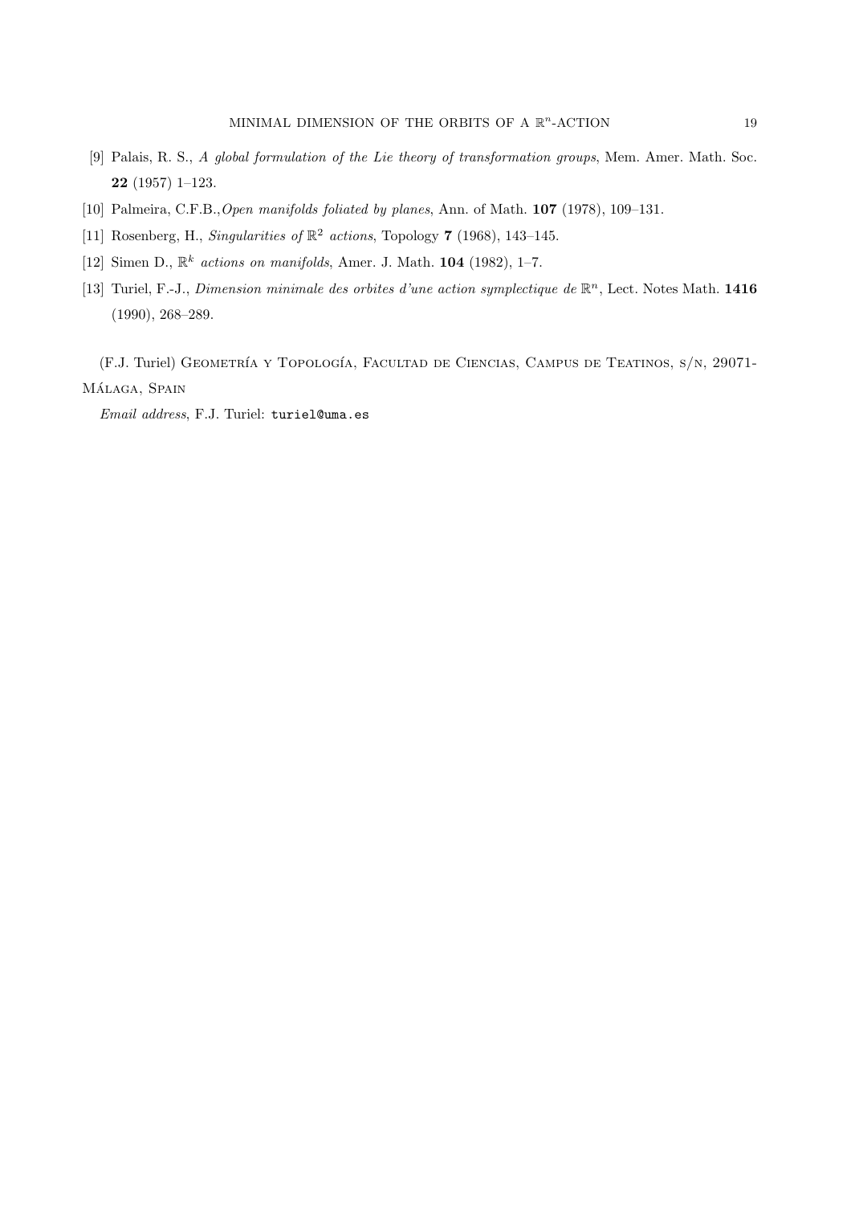[9] Palais, R. S., *A global formulation of the Lie theory of transformation groups*, Mem. Amer. Math. Soc. **22** (1957) 1–123.

[10] Palmeira, C.F.B.,*Open manifolds foliated by planes*, Ann. of Math. **107** (1978), 109–131.

[11] Rosenberg, H., *Singularities of* $\mathbb{R}^2$ *actions*, Topology **7** (1968), 143–145.

[12] Simen D., $\mathbb{R}^k$ *actions on manifolds*, Amer. J. Math. **104** (1982), 1–7.

[13] Turiel, F.-J., *Dimension minimale des orbites d'une action symplectique de* $\mathbb{R}^n$, Lect. Notes Math. **1416** (1990), 268–289.

(F.J. Turiel) Geometría y Topología, Facultad de Ciencias, Campus de Teatinos, s/n, 29071-Málaga, Spain

*Email address*, F.J. Turiel: `turiel@uma.es`